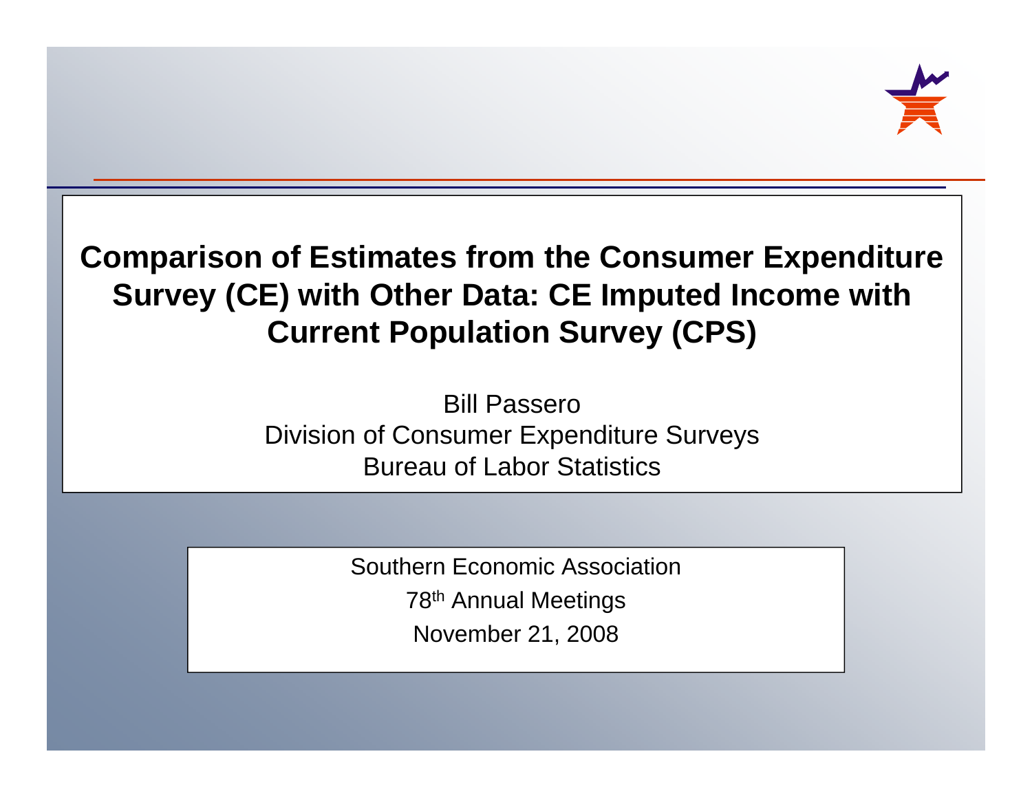# Comparison of Estimates from the Consumer Expenditure Survey (CE) with Other Data: CE Imputed Income with Current Population Survey (CPS)

Bill Passero
Division of Consumer Expenditure Surveys
Bureau of Labor Statistics

Southern Economic Association
78th Annual Meetings
November 21, 2008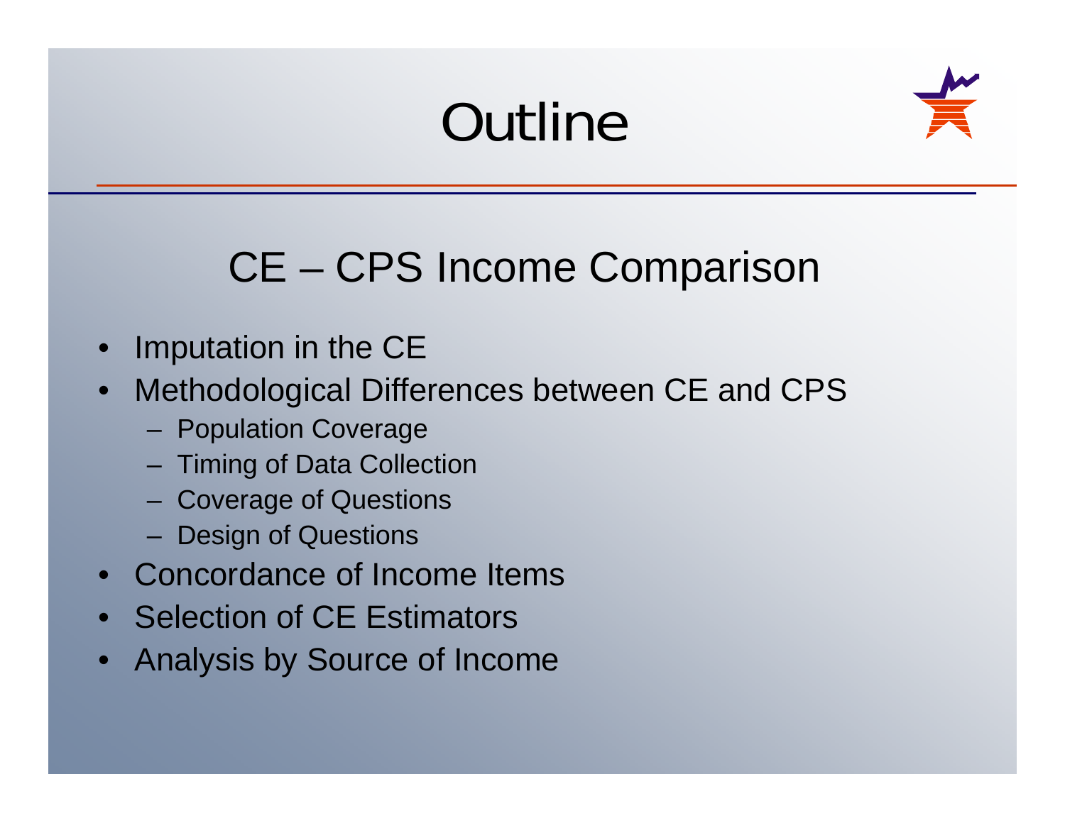# Outline

## CE – CPS Income Comparison

- Imputation in the CE
- Methodological Differences between CE and CPS
  - Population Coverage
  - Timing of Data Collection
  - Coverage of Questions
  - Design of Questions
- Concordance of Income Items
- Selection of CE Estimators
- Analysis by Source of Income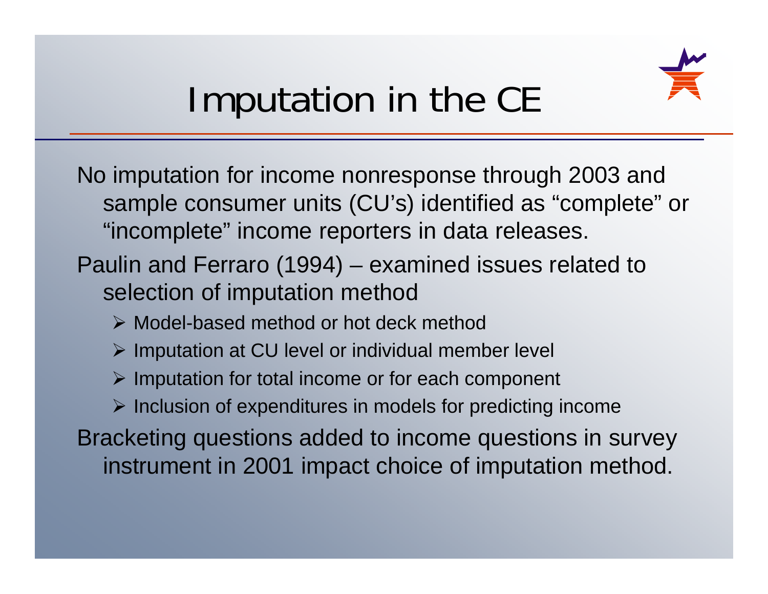# Imputation in the CE

No imputation for income nonresponse through 2003 and sample consumer units (CU's) identified as "complete" or "incomplete" income reporters in data releases.

Paulin and Ferraro (1994) – examined issues related to selection of imputation method

- Model-based method or hot deck method
- Imputation at CU level or individual member level
- Imputation for total income or for each component
- Inclusion of expenditures in models for predicting income

Bracketing questions added to income questions in survey instrument in 2001 impact choice of imputation method.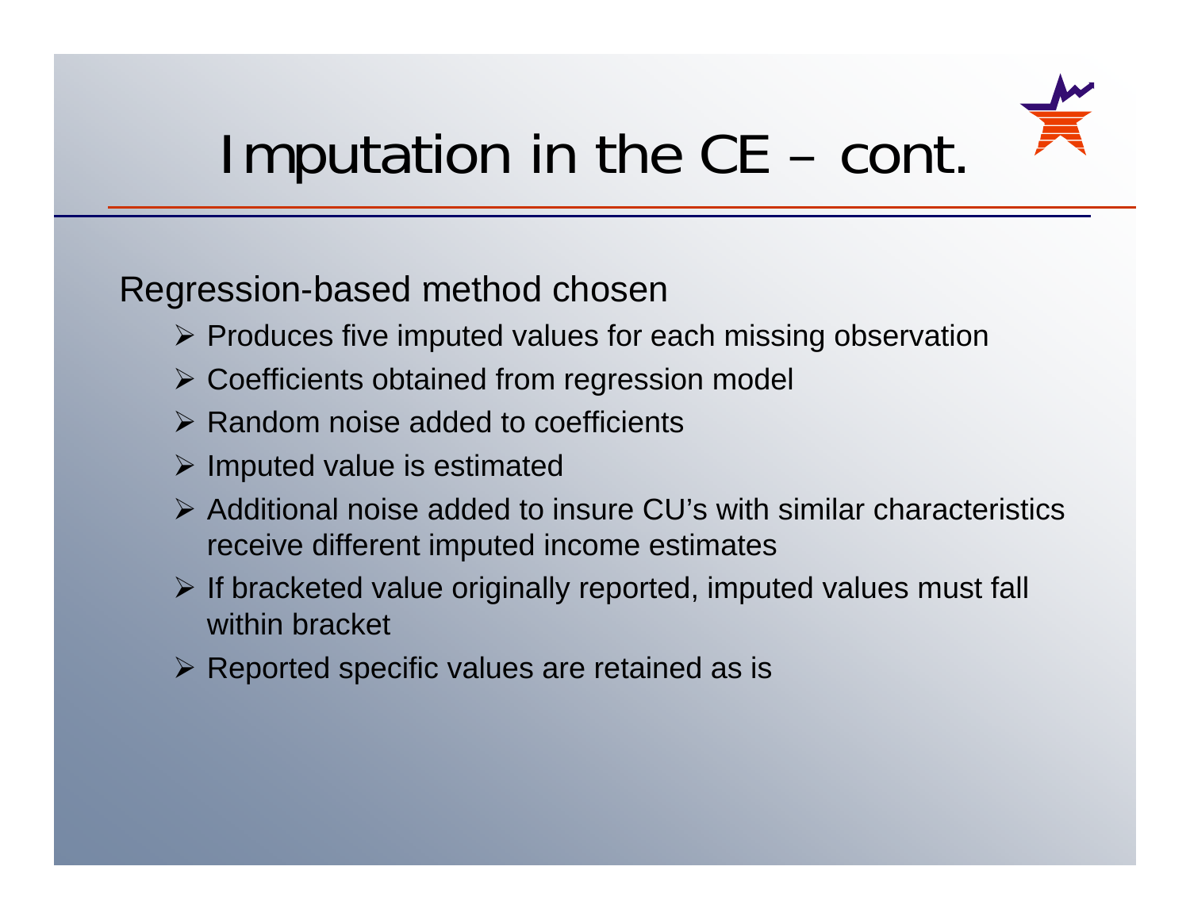# Imputation in the CE – cont.

Regression-based method chosen

- Produces five imputed values for each missing observation
- Coefficients obtained from regression model
- Random noise added to coefficients
- Imputed value is estimated
- Additional noise added to insure CU's with similar characteristics receive different imputed income estimates
- If bracketed value originally reported, imputed values must fall within bracket
- Reported specific values are retained as is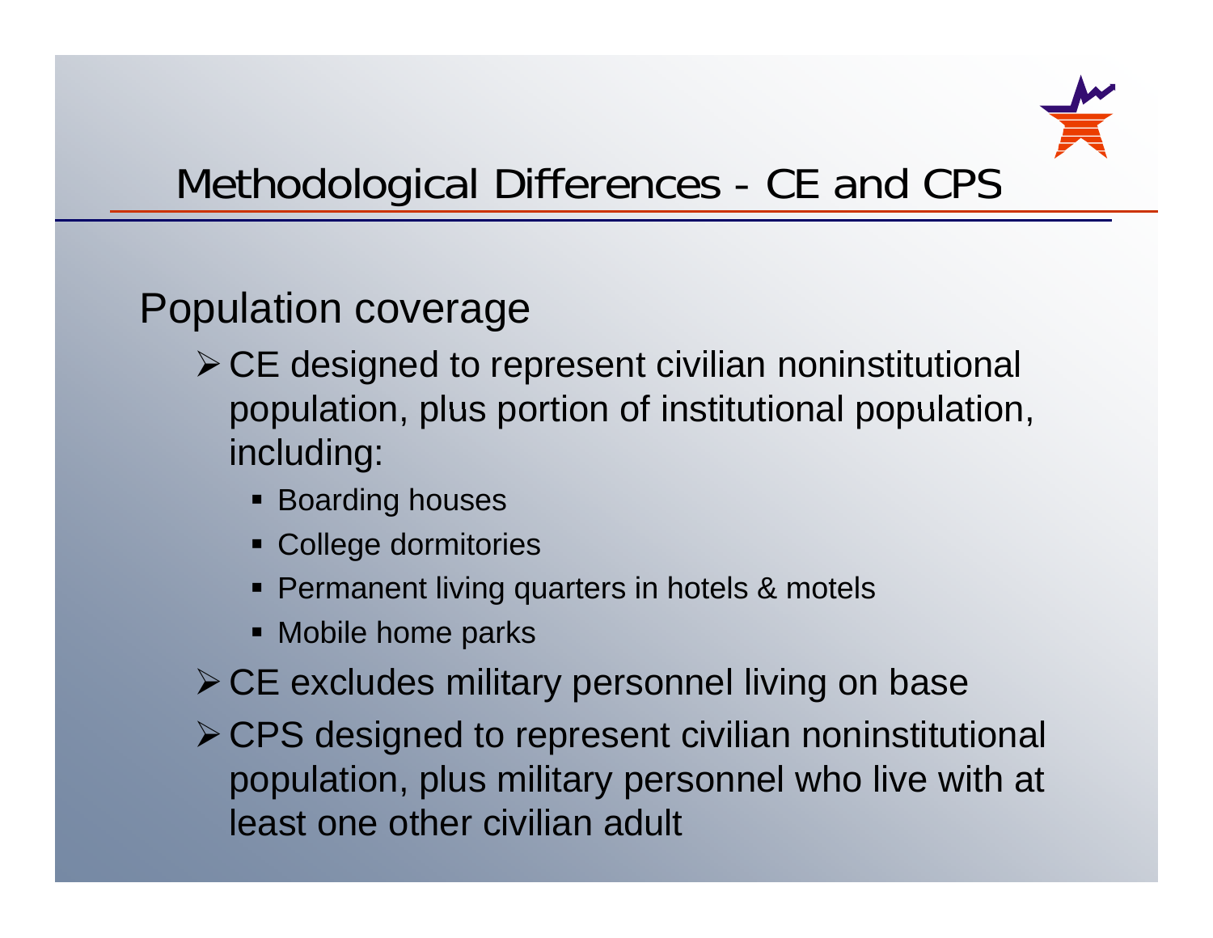# Methodological Differences - CE and CPS

## Population coverage

- CE designed to represent civilian noninstitutional population, plus portion of institutional population, including:
  - Boarding houses
  - College dormitories
  - Permanent living quarters in hotels & motels
  - Mobile home parks
- CE excludes military personnel living on base
- CPS designed to represent civilian noninstitutional population, plus military personnel who live with at least one other civilian adult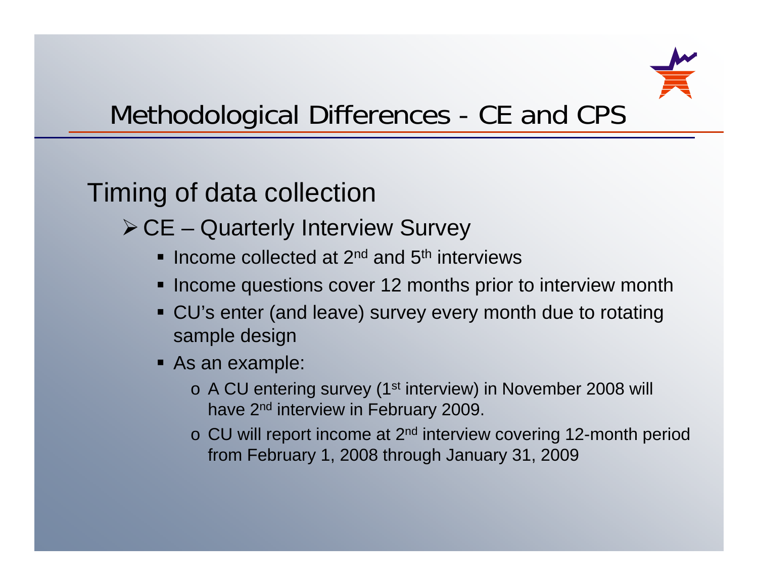# Methodological Differences - CE and CPS

## Timing of data collection

- CE – Quarterly Interview Survey
  - Income collected at 2nd and 5th interviews
  - Income questions cover 12 months prior to interview month
  - CU's enter (and leave) survey every month due to rotating sample design
  - As an example:
    - A CU entering survey (1st interview) in November 2008 will have 2nd interview in February 2009.
    - CU will report income at 2nd interview covering 12-month period from February 1, 2008 through January 31, 2009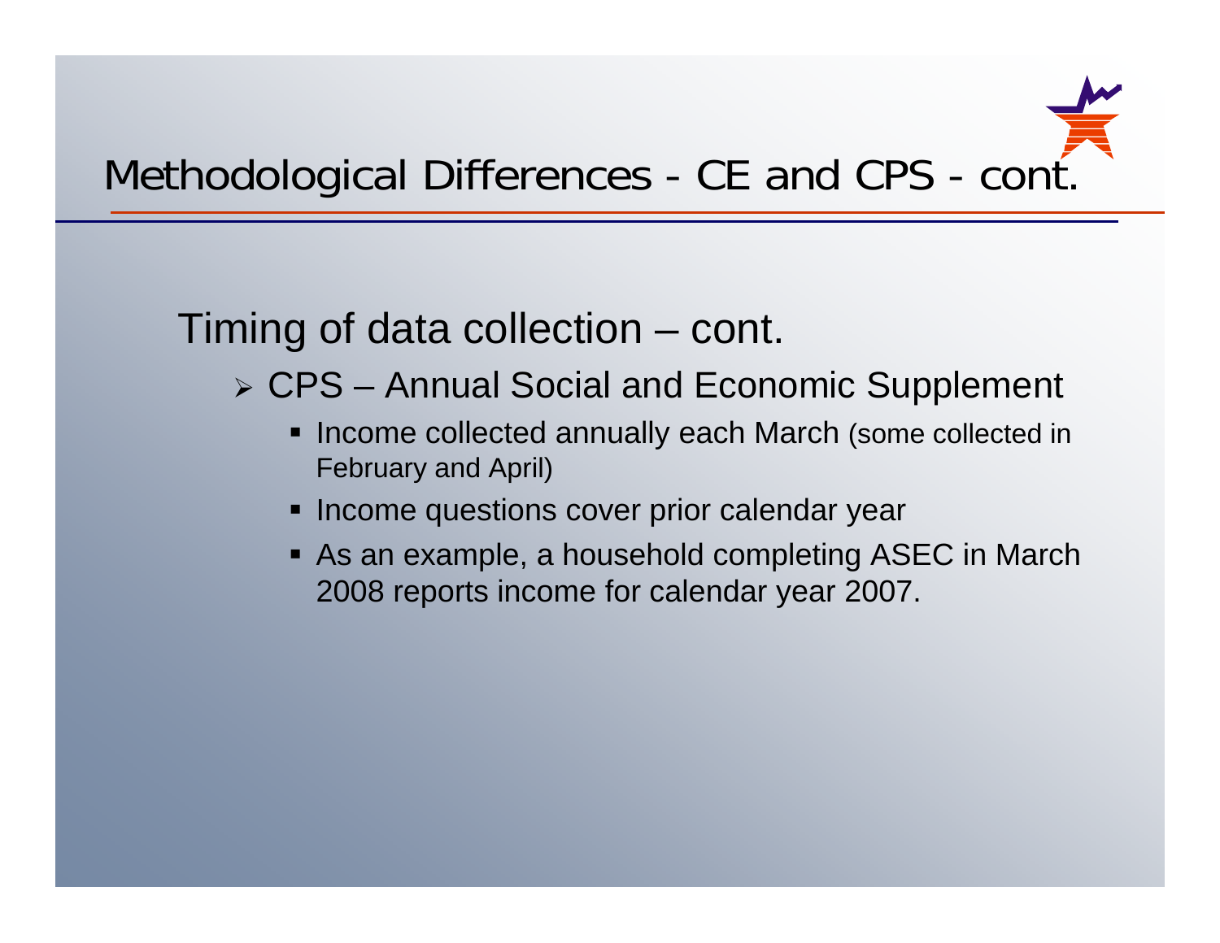# Methodological Differences - CE and CPS - cont.

## Timing of data collection – cont.

- CPS – Annual Social and Economic Supplement
  - Income collected annually each March (some collected in February and April)
  - Income questions cover prior calendar year
  - As an example, a household completing ASEC in March 2008 reports income for calendar year 2007.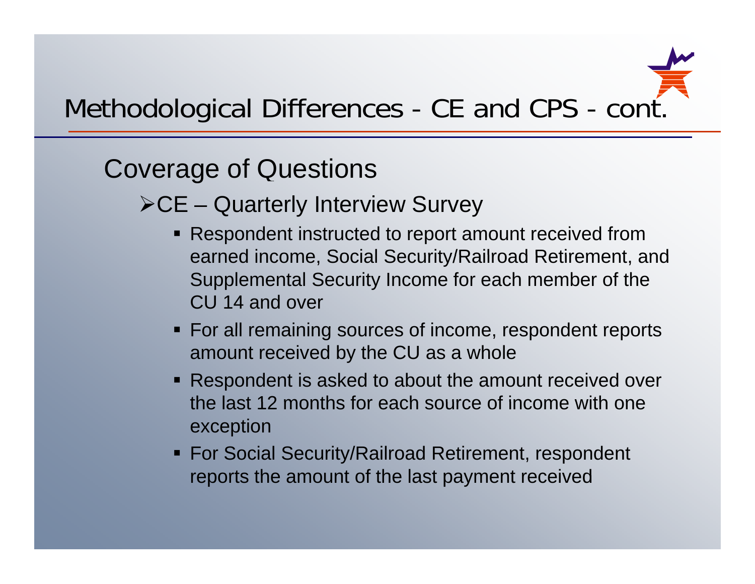# Methodological Differences - CE and CPS - cont.

## Coverage of Questions

- CE – Quarterly Interview Survey
  - Respondent instructed to report amount received from earned income, Social Security/Railroad Retirement, and Supplemental Security Income for each member of the CU 14 and over
  - For all remaining sources of income, respondent reports amount received by the CU as a whole
  - Respondent is asked to about the amount received over the last 12 months for each source of income with one exception
  - For Social Security/Railroad Retirement, respondent reports the amount of the last payment received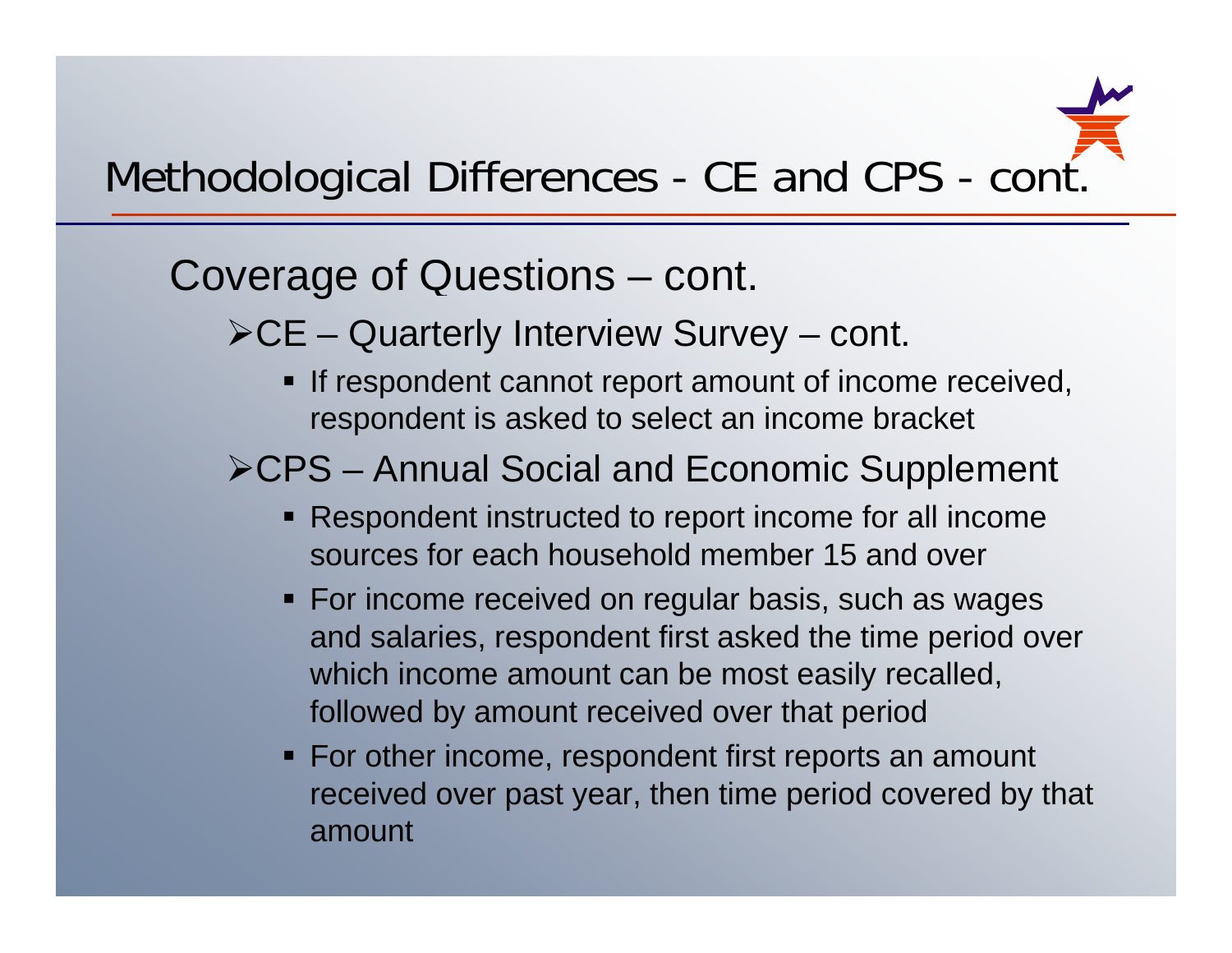# Methodological Differences - CE and CPS - cont.

## Coverage of Questions – cont.

- CE – Quarterly Interview Survey – cont.
  - If respondent cannot report amount of income received, respondent is asked to select an income bracket
- CPS – Annual Social and Economic Supplement
  - Respondent instructed to report income for all income sources for each household member 15 and over
  - For income received on regular basis, such as wages and salaries, respondent first asked the time period over which income amount can be most easily recalled, followed by amount received over that period
  - For other income, respondent first reports an amount received over past year, then time period covered by that amount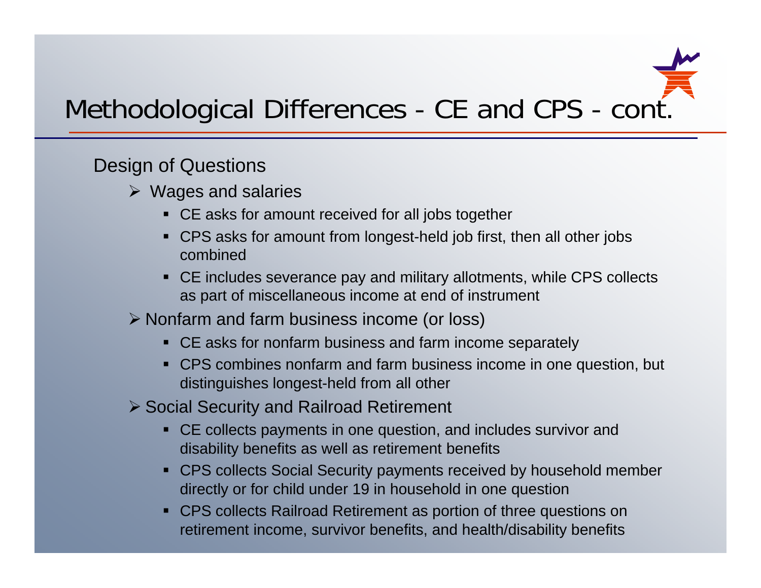# Methodological Differences - CE and CPS - cont.

Design of Questions

- Wages and salaries
  - CE asks for amount received for all jobs together
  - CPS asks for amount from longest-held job first, then all other jobs combined
  - CE includes severance pay and military allotments, while CPS collects as part of miscellaneous income at end of instrument
- Nonfarm and farm business income (or loss)
  - CE asks for nonfarm business and farm income separately
  - CPS combines nonfarm and farm business income in one question, but distinguishes longest-held from all other
- Social Security and Railroad Retirement
  - CE collects payments in one question, and includes survivor and disability benefits as well as retirement benefits
  - CPS collects Social Security payments received by household member directly or for child under 19 in household in one question
  - CPS collects Railroad Retirement as portion of three questions on retirement income, survivor benefits, and health/disability benefits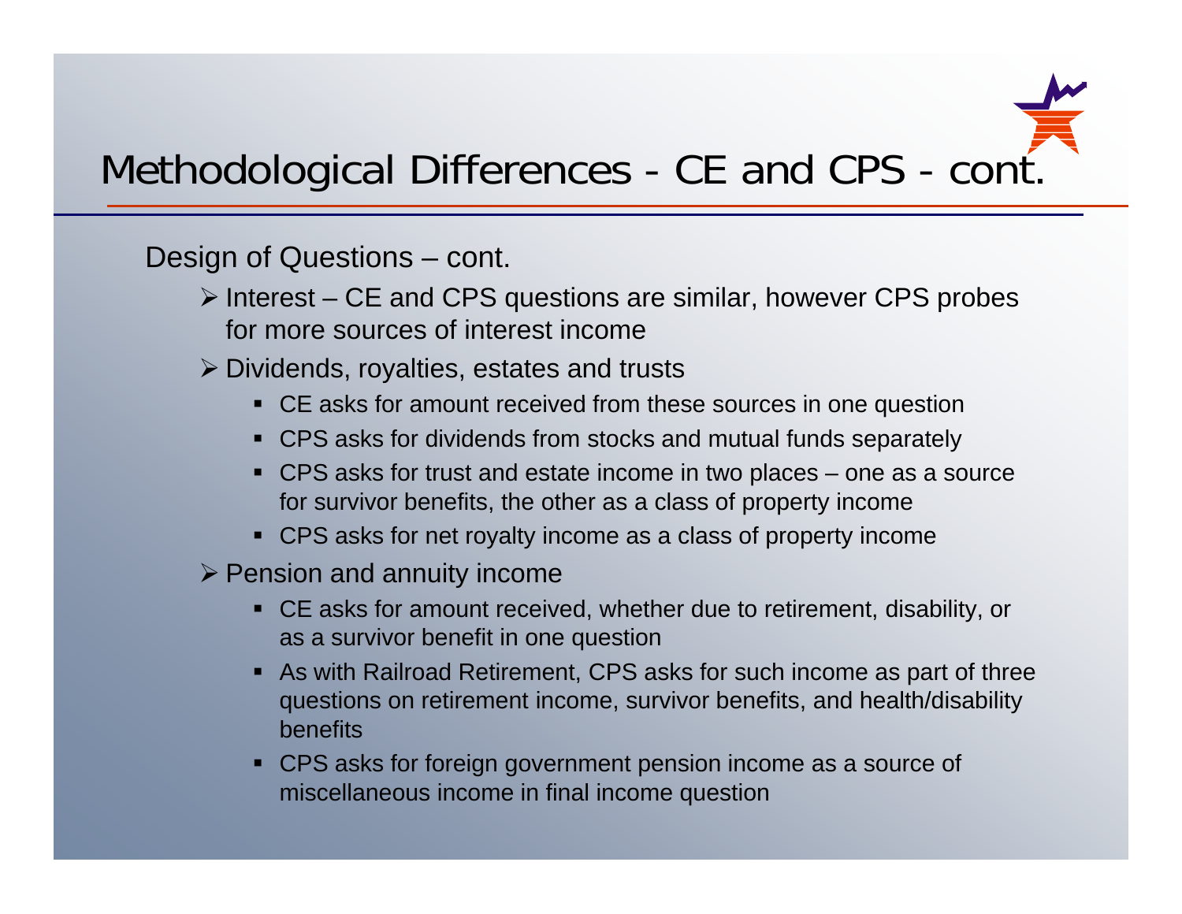# Methodological Differences - CE and CPS - cont.

Design of Questions – cont.

- Interest – CE and CPS questions are similar, however CPS probes for more sources of interest income
- Dividends, royalties, estates and trusts
  - CE asks for amount received from these sources in one question
  - CPS asks for dividends from stocks and mutual funds separately
  - CPS asks for trust and estate income in two places – one as a source for survivor benefits, the other as a class of property income
  - CPS asks for net royalty income as a class of property income
- Pension and annuity income
  - CE asks for amount received, whether due to retirement, disability, or as a survivor benefit in one question
  - As with Railroad Retirement, CPS asks for such income as part of three questions on retirement income, survivor benefits, and health/disability benefits
  - CPS asks for foreign government pension income as a source of miscellaneous income in final income question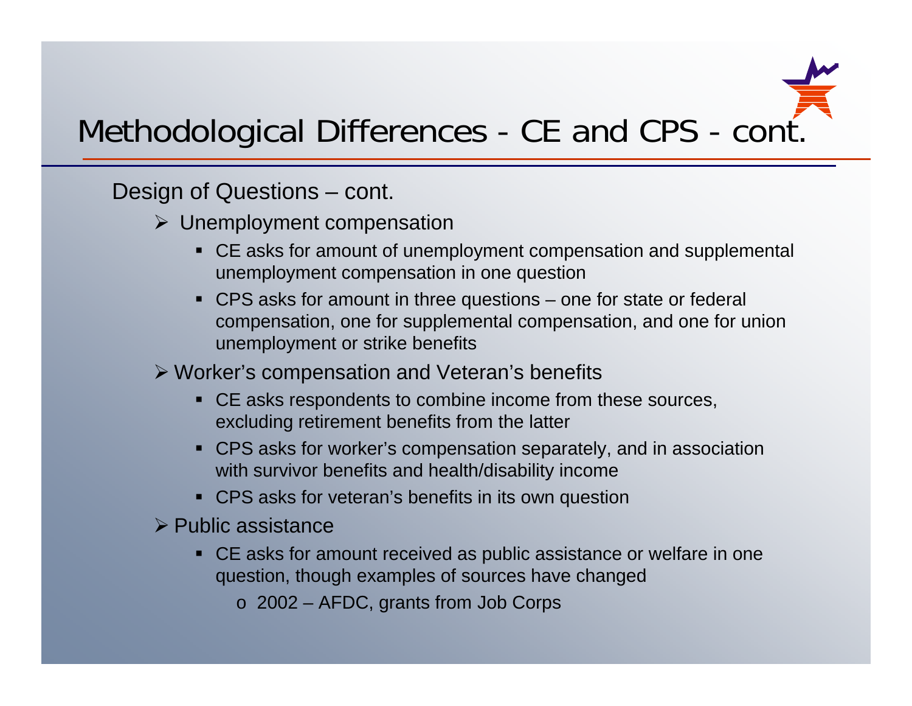# Methodological Differences - CE and CPS - cont.

Design of Questions – cont.

- Unemployment compensation
  - CE asks for amount of unemployment compensation and supplemental unemployment compensation in one question
  - CPS asks for amount in three questions – one for state or federal compensation, one for supplemental compensation, and one for union unemployment or strike benefits
- Worker's compensation and Veteran's benefits
  - CE asks respondents to combine income from these sources, excluding retirement benefits from the latter
  - CPS asks for worker's compensation separately, and in association with survivor benefits and health/disability income
  - CPS asks for veteran's benefits in its own question
- Public assistance
  - CE asks for amount received as public assistance or welfare in one question, though examples of sources have changed
    - 2002 – AFDC, grants from Job Corps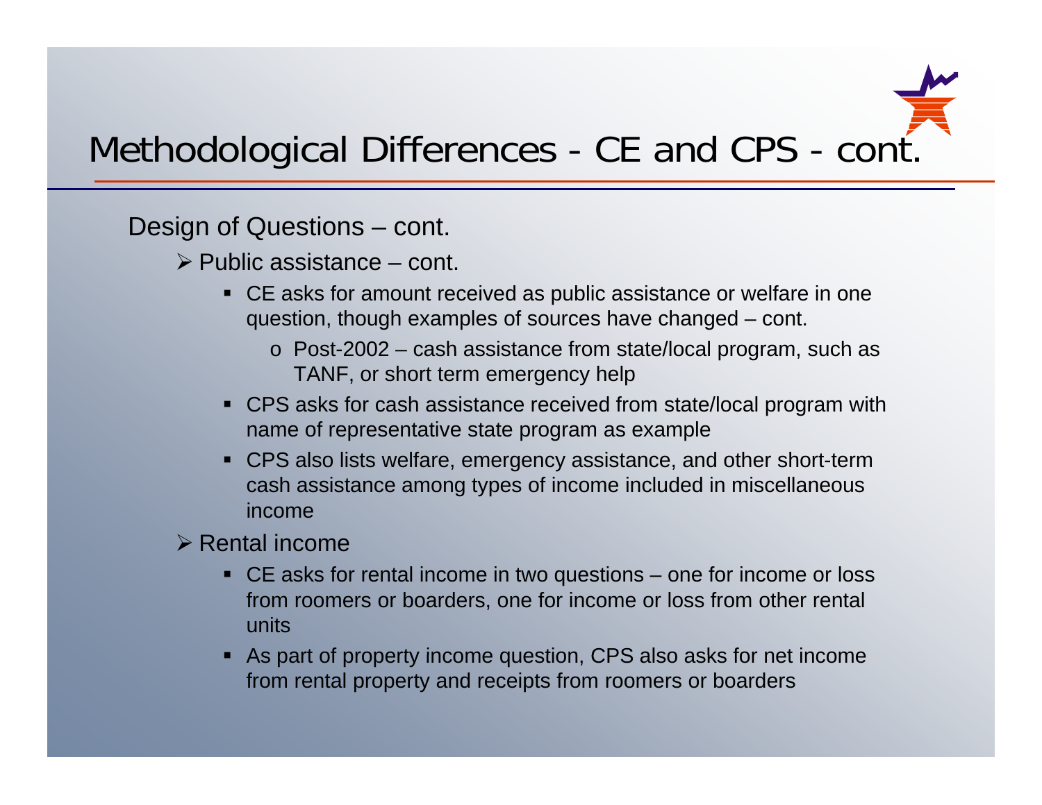# Methodological Differences - CE and CPS - cont.

Design of Questions – cont.

- Public assistance – cont.
  - CE asks for amount received as public assistance or welfare in one question, though examples of sources have changed – cont.
    - Post-2002 – cash assistance from state/local program, such as TANF, or short term emergency help
  - CPS asks for cash assistance received from state/local program with name of representative state program as example
  - CPS also lists welfare, emergency assistance, and other short-term cash assistance among types of income included in miscellaneous income
- Rental income
  - CE asks for rental income in two questions – one for income or loss from roomers or boarders, one for income or loss from other rental units
  - As part of property income question, CPS also asks for net income from rental property and receipts from roomers or boarders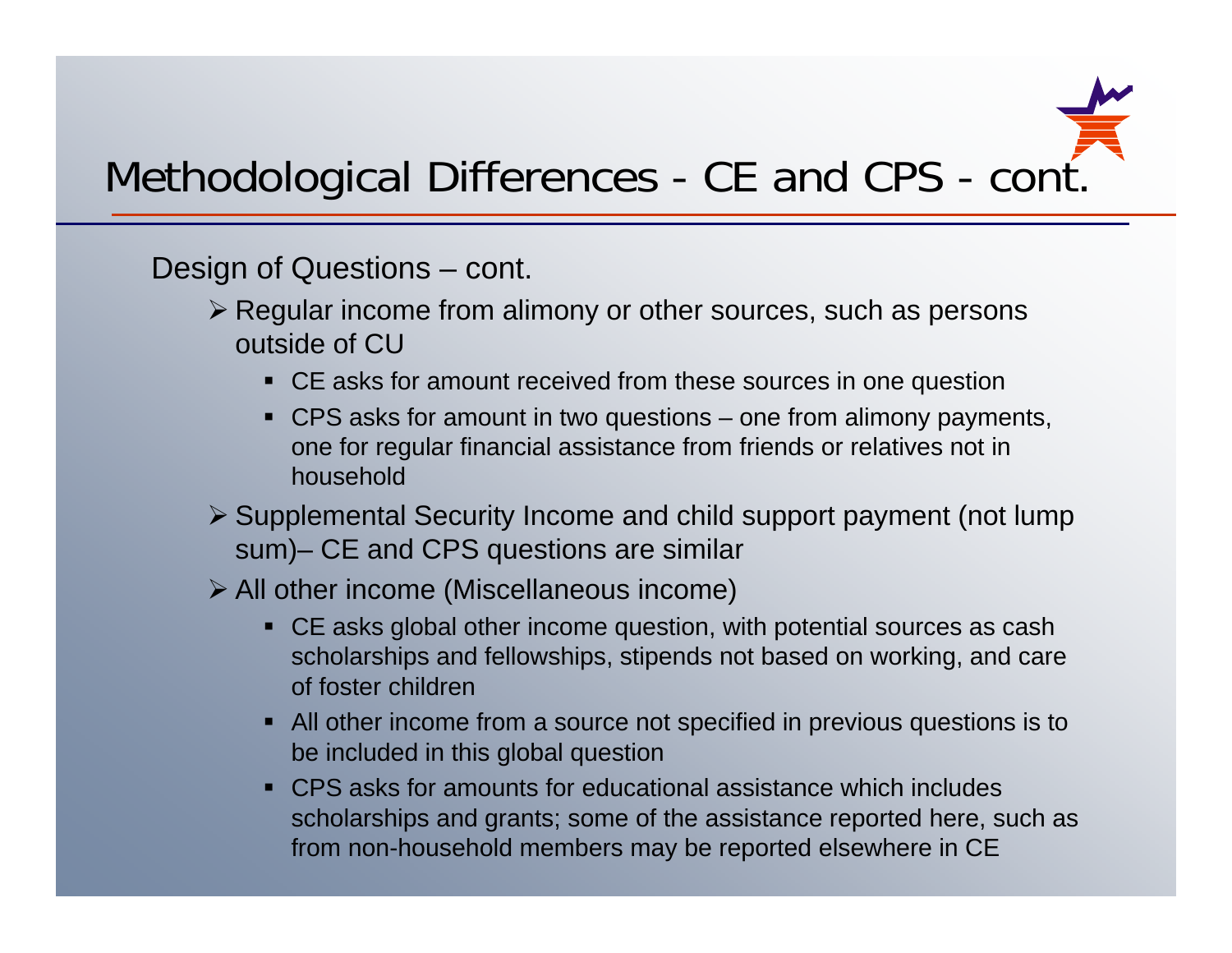# Methodological Differences - CE and CPS - cont.

Design of Questions – cont.

- Regular income from alimony or other sources, such as persons outside of CU
  - CE asks for amount received from these sources in one question
  - CPS asks for amount in two questions – one from alimony payments, one for regular financial assistance from friends or relatives not in household
- Supplemental Security Income and child support payment (not lump sum)– CE and CPS questions are similar
- All other income (Miscellaneous income)
  - CE asks global other income question, with potential sources as cash scholarships and fellowships, stipends not based on working, and care of foster children
  - All other income from a source not specified in previous questions is to be included in this global question
  - CPS asks for amounts for educational assistance which includes scholarships and grants; some of the assistance reported here, such as from non-household members may be reported elsewhere in CE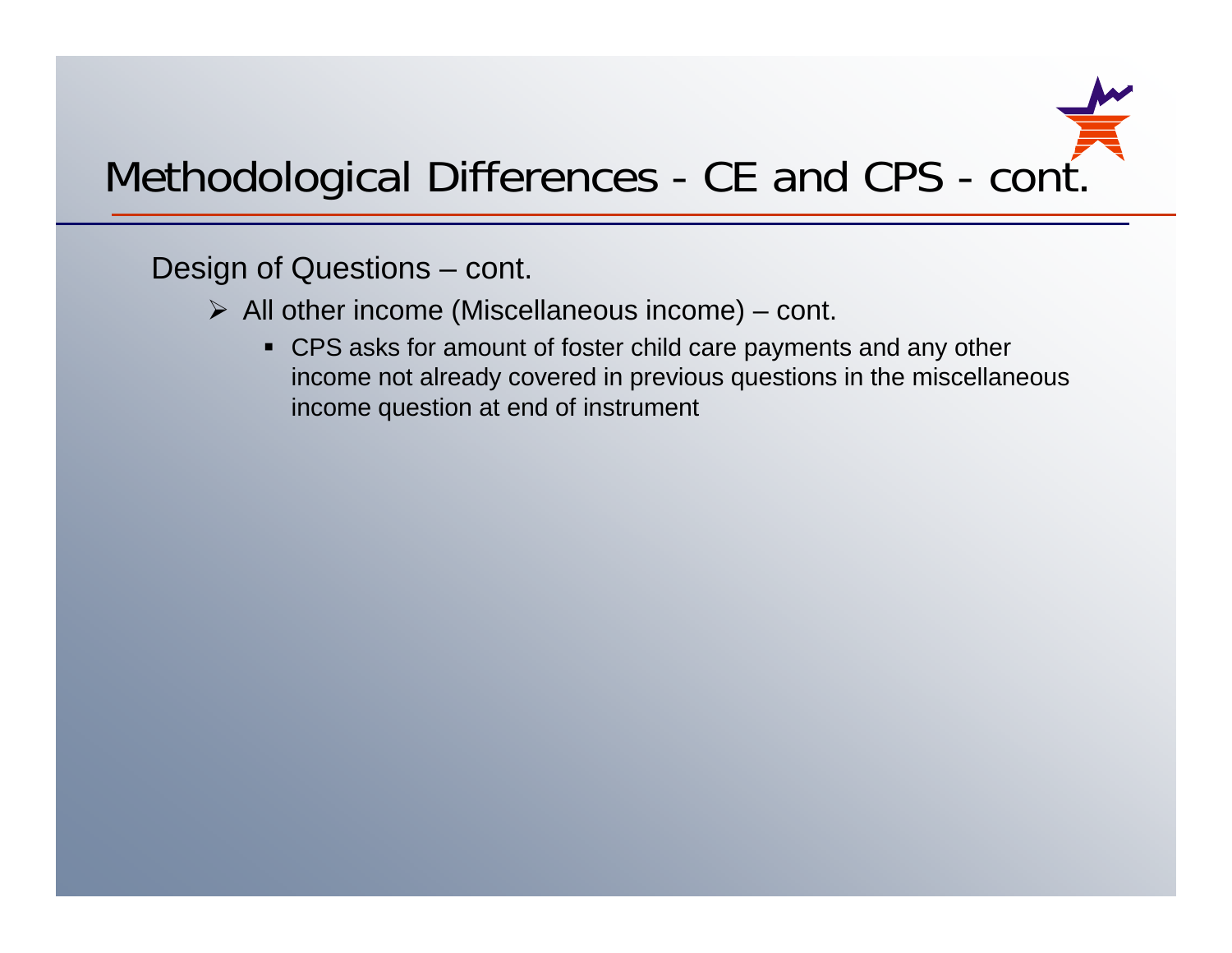# Methodological Differences - CE and CPS - cont.

Design of Questions – cont.

- All other income (Miscellaneous income) – cont.
  - CPS asks for amount of foster child care payments and any other income not already covered in previous questions in the miscellaneous income question at end of instrument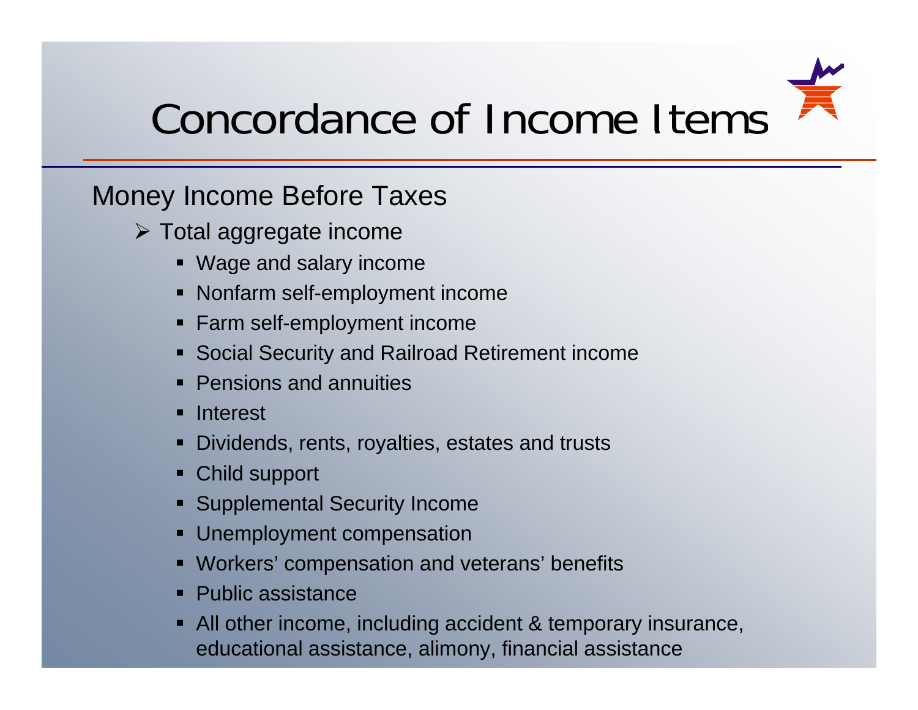# Concordance of Income Items

## Money Income Before Taxes

- Total aggregate income
  - Wage and salary income
  - Nonfarm self-employment income
  - Farm self-employment income
  - Social Security and Railroad Retirement income
  - Pensions and annuities
  - Interest
  - Dividends, rents, royalties, estates and trusts
  - Child support
  - Supplemental Security Income
  - Unemployment compensation
  - Workers' compensation and veterans' benefits
  - Public assistance
  - All other income, including accident & temporary insurance, educational assistance, alimony, financial assistance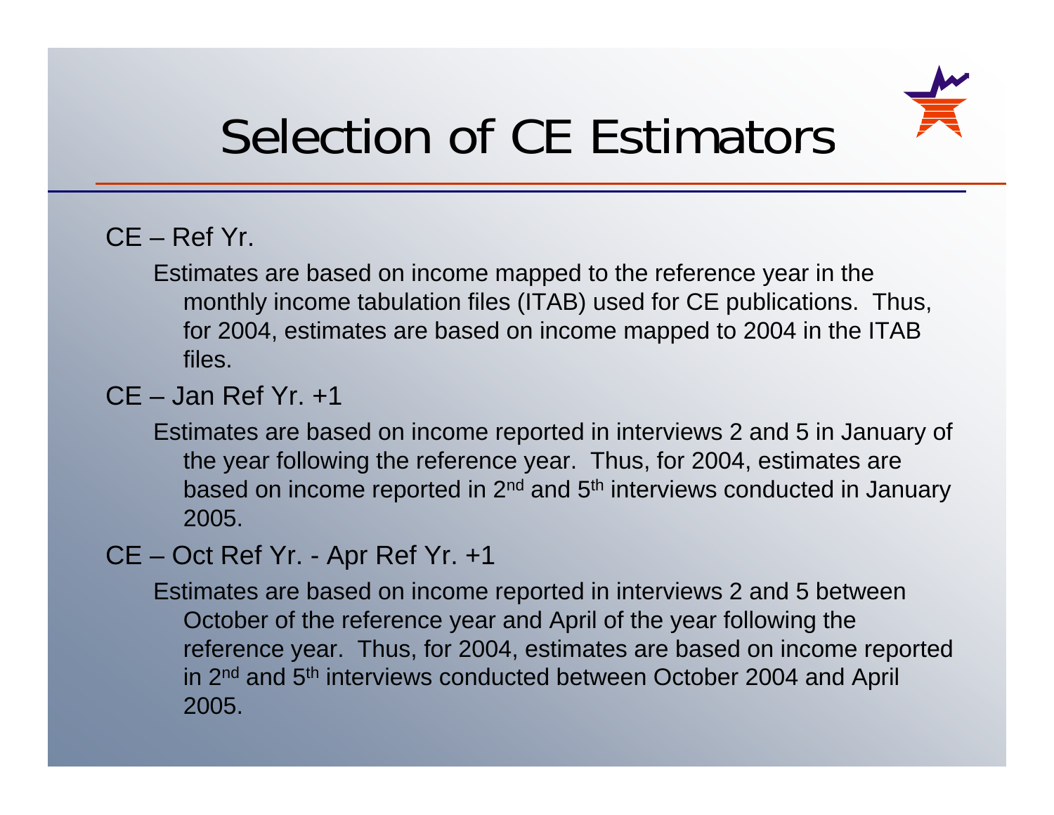# Selection of CE Estimators

CE – Ref Yr.

Estimates are based on income mapped to the reference year in the monthly income tabulation files (ITAB) used for CE publications. Thus, for 2004, estimates are based on income mapped to 2004 in the ITAB files.

CE – Jan Ref Yr. +1

Estimates are based on income reported in interviews 2 and 5 in January of the year following the reference year. Thus, for 2004, estimates are based on income reported in 2nd and 5th interviews conducted in January 2005.

CE – Oct Ref Yr. - Apr Ref Yr. +1

Estimates are based on income reported in interviews 2 and 5 between October of the reference year and April of the year following the reference year. Thus, for 2004, estimates are based on income reported in 2nd and 5th interviews conducted between October 2004 and April 2005.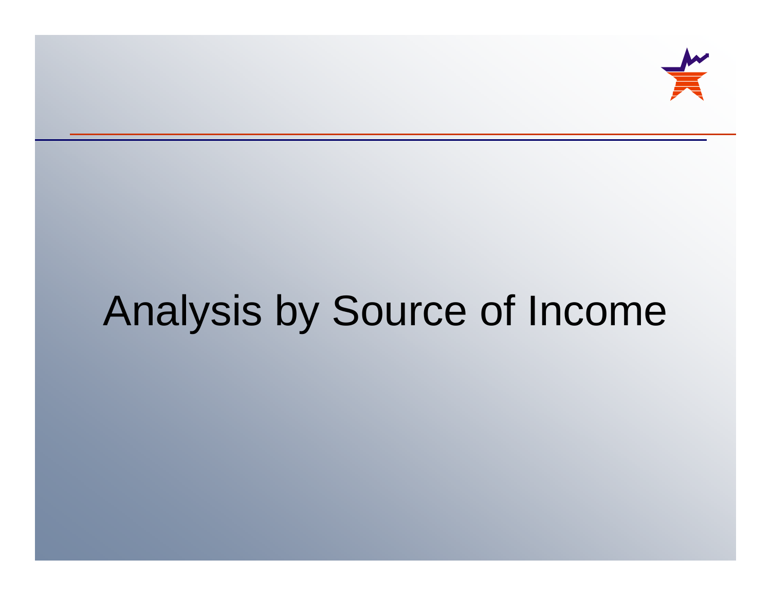# Analysis by Source of Income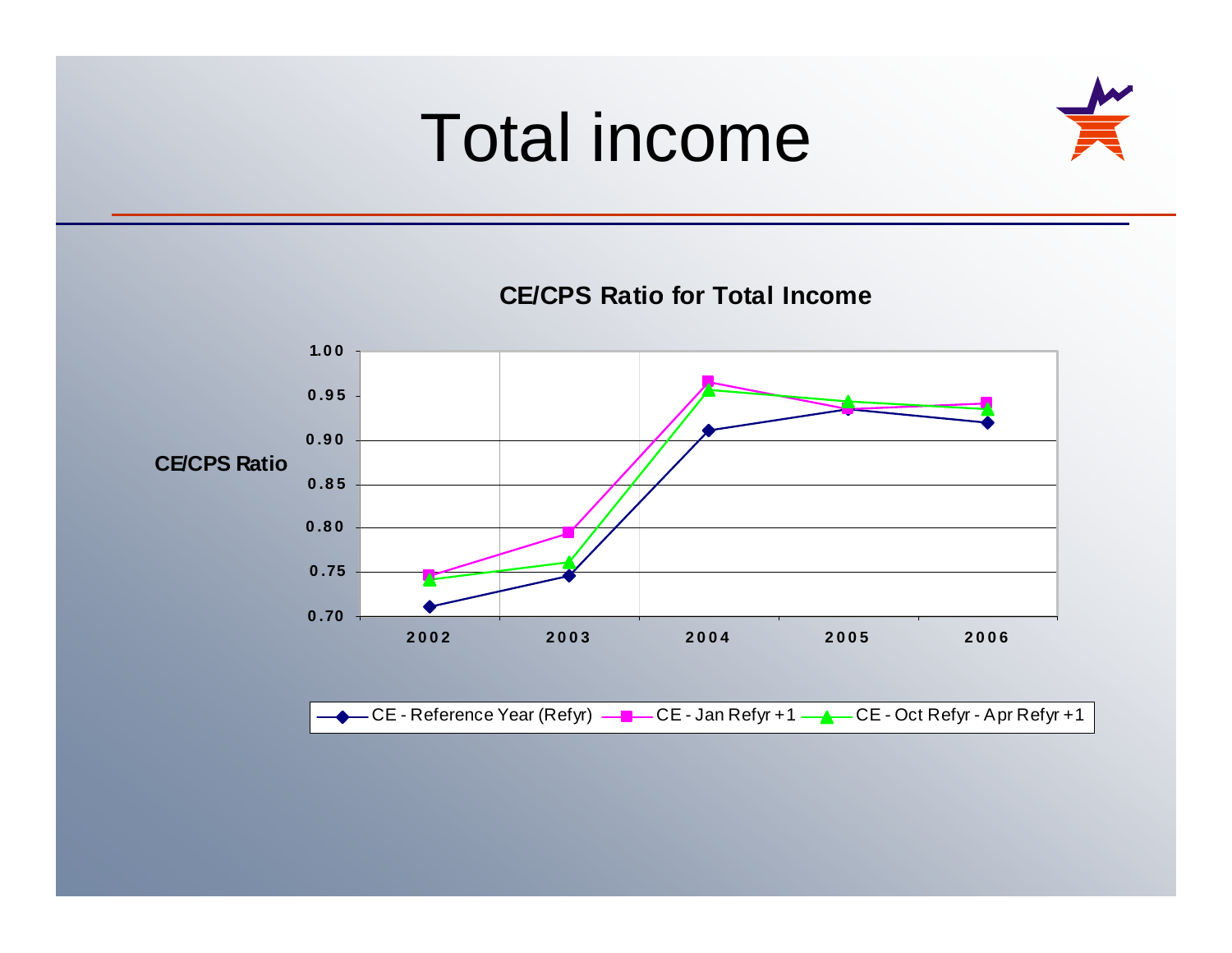# Total income

**CE/CPS Ratio for Total Income**

CE/CPS Ratio

1.00
0.95
0.90
0.85
0.80
0.75
0.70

2002 2003 2004 2005 2006

CE - Reference Year (Refyr) | CE - Jan Refyr +1 | CE - Oct Refyr - Apr Refyr +1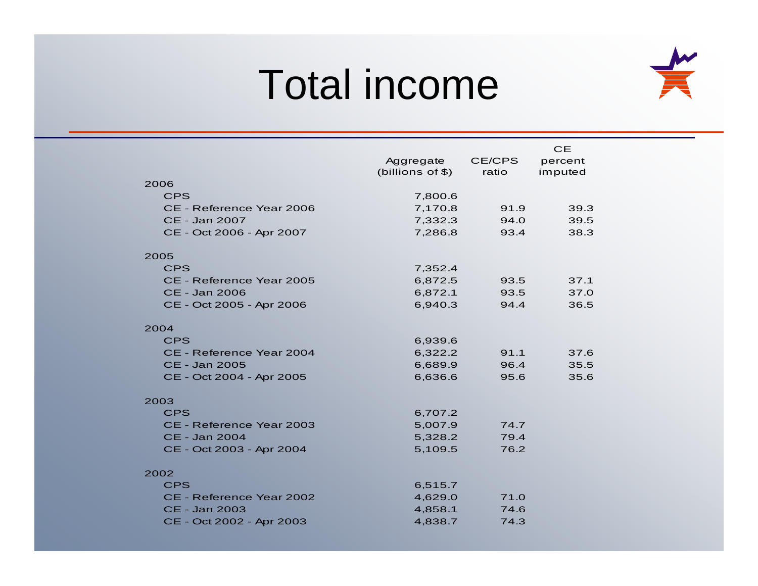# Total income

| | Aggregate (billions of $) | CE/CPS ratio | CE percent imputed |
|---|---|---|---|
| **2006** | | | |
| CPS | 7,800.6 | | |
| CE - Reference Year 2006 | 7,170.8 | 91.9 | 39.3 |
| CE - Jan 2007 | 7,332.3 | 94.0 | 39.5 |
| CE - Oct 2006 - Apr 2007 | 7,286.8 | 93.4 | 38.3 |
| **2005** | | | |
| CPS | 7,352.4 | | |
| CE - Reference Year 2005 | 6,872.5 | 93.5 | 37.1 |
| CE - Jan 2006 | 6,872.1 | 93.5 | 37.0 |
| CE - Oct 2005 - Apr 2006 | 6,940.3 | 94.4 | 36.5 |
| **2004** | | | |
| CPS | 6,939.6 | | |
| CE - Reference Year 2004 | 6,322.2 | 91.1 | 37.6 |
| CE - Jan 2005 | 6,689.9 | 96.4 | 35.5 |
| CE - Oct 2004 - Apr 2005 | 6,636.6 | 95.6 | 35.6 |
| **2003** | | | |
| CPS | 6,707.2 | | |
| CE - Reference Year 2003 | 5,007.9 | 74.7 | |
| CE - Jan 2004 | 5,328.2 | 79.4 | |
| CE - Oct 2003 - Apr 2004 | 5,109.5 | 76.2 | |
| **2002** | | | |
| CPS | 6,515.7 | | |
| CE - Reference Year 2002 | 4,629.0 | 71.0 | |
| CE - Jan 2003 | 4,858.1 | 74.6 | |
| CE - Oct 2002 - Apr 2003 | 4,838.7 | 74.3 | |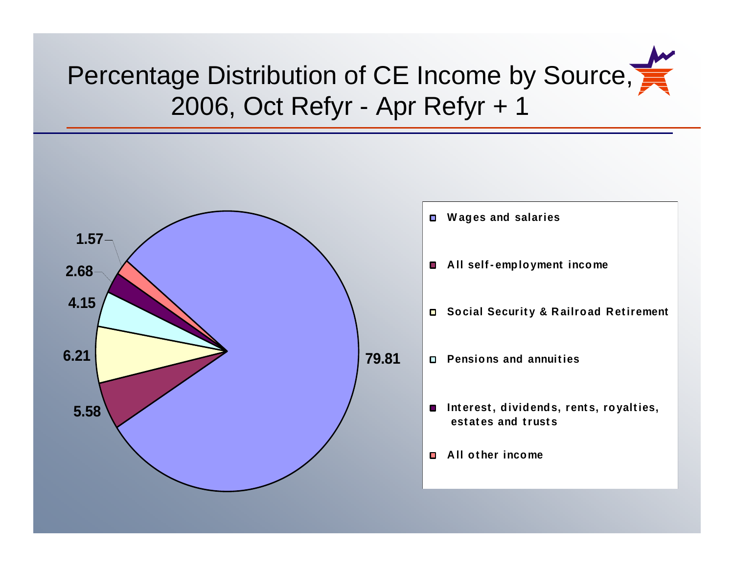# Percentage Distribution of CE Income by Source, 2006, Oct Refyr - Apr Refyr + 1

| Source | Percent |
| --- | --- |
| Wages and salaries | 79.81 |
| All self-employment income | 5.58 |
| Social Security & Railroad Retirement | 6.21 |
| Pensions and annuities | 4.15 |
| Interest, dividends, rents, royalties, estates and trusts | 2.68 |
| All other income | 1.57 |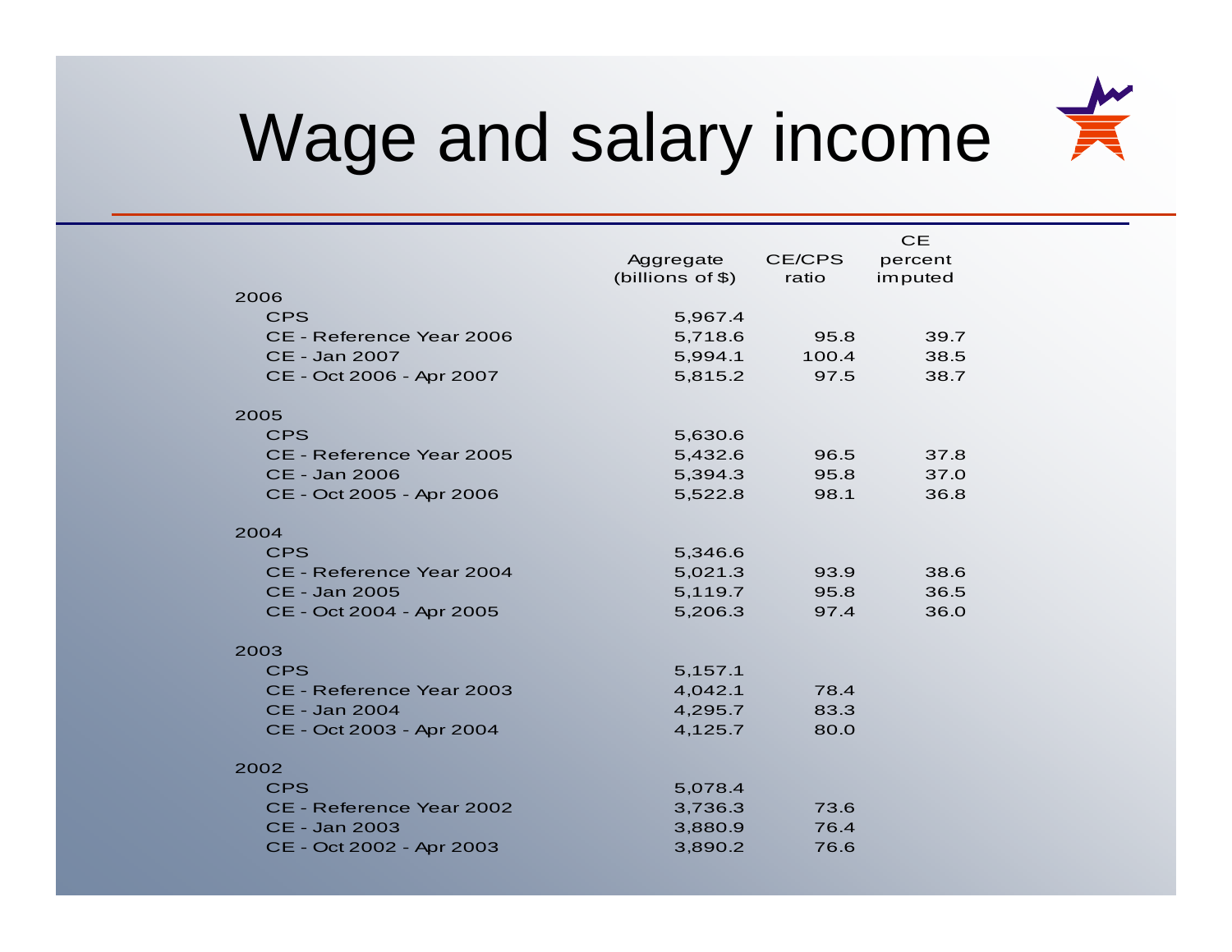# Wage and salary income

| | Aggregate (billions of $) | CE/CPS ratio | CE percent imputed |
|---|---|---|---|
| **2006** | | | |
| CPS | 5,967.4 | | |
| CE - Reference Year 2006 | 5,718.6 | 95.8 | 39.7 |
| CE - Jan 2007 | 5,994.1 | 100.4 | 38.5 |
| CE - Oct 2006 - Apr 2007 | 5,815.2 | 97.5 | 38.7 |
| **2005** | | | |
| CPS | 5,630.6 | | |
| CE - Reference Year 2005 | 5,432.6 | 96.5 | 37.8 |
| CE - Jan 2006 | 5,394.3 | 95.8 | 37.0 |
| CE - Oct 2005 - Apr 2006 | 5,522.8 | 98.1 | 36.8 |
| **2004** | | | |
| CPS | 5,346.6 | | |
| CE - Reference Year 2004 | 5,021.3 | 93.9 | 38.6 |
| CE - Jan 2005 | 5,119.7 | 95.8 | 36.5 |
| CE - Oct 2004 - Apr 2005 | 5,206.3 | 97.4 | 36.0 |
| **2003** | | | |
| CPS | 5,157.1 | | |
| CE - Reference Year 2003 | 4,042.1 | 78.4 | |
| CE - Jan 2004 | 4,295.7 | 83.3 | |
| CE - Oct 2003 - Apr 2004 | 4,125.7 | 80.0 | |
| **2002** | | | |
| CPS | 5,078.4 | | |
| CE - Reference Year 2002 | 3,736.3 | 73.6 | |
| CE - Jan 2003 | 3,880.9 | 76.4 | |
| CE - Oct 2002 - Apr 2003 | 3,890.2 | 76.6 | |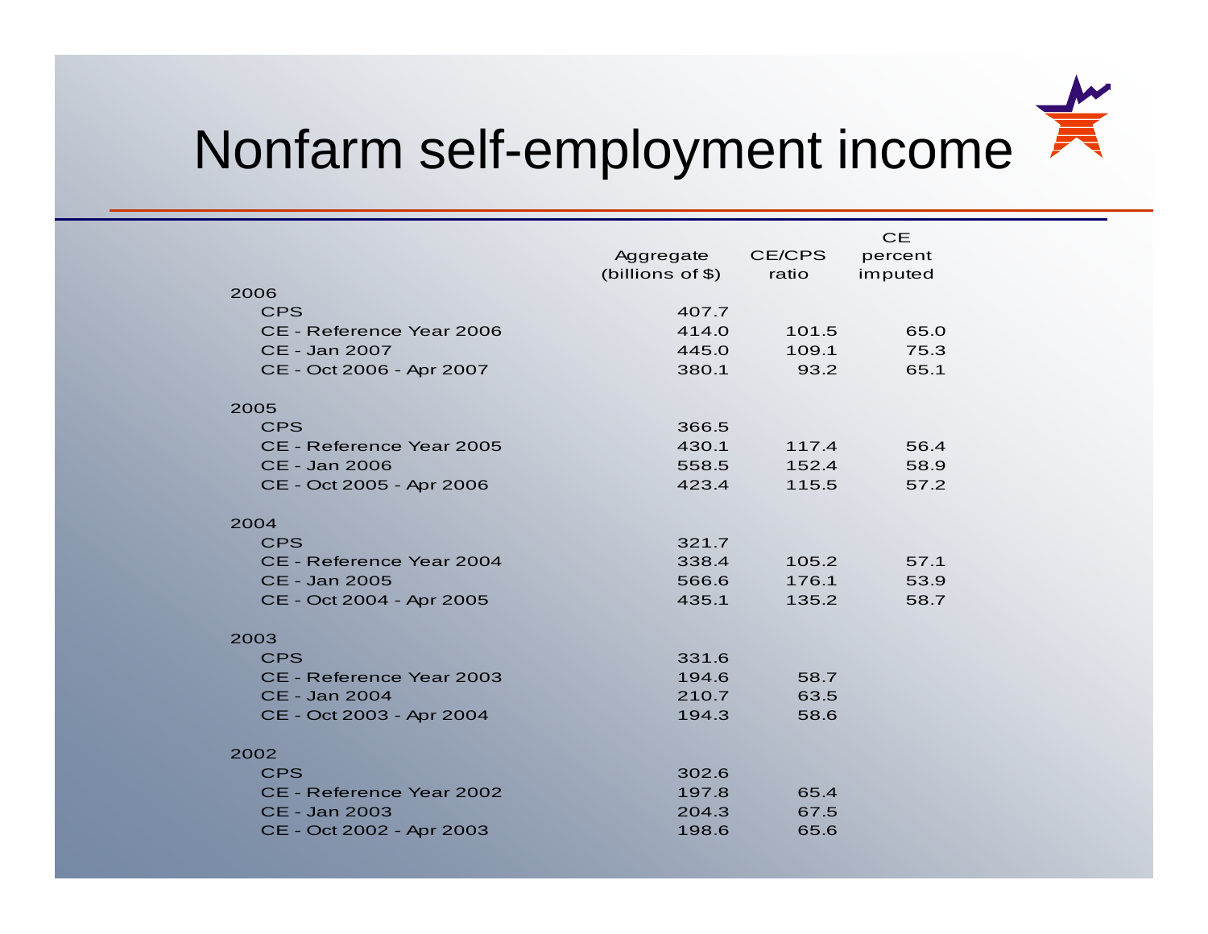# Nonfarm self-employment income

| | Aggregate (billions of $) | CE/CPS ratio | CE percent imputed |
|---|---|---|---|
| **2006** | | | |
| CPS | 407.7 | | |
| CE - Reference Year 2006 | 414.0 | 101.5 | 65.0 |
| CE - Jan 2007 | 445.0 | 109.1 | 75.3 |
| CE - Oct 2006 - Apr 2007 | 380.1 | 93.2 | 65.1 |
| **2005** | | | |
| CPS | 366.5 | | |
| CE - Reference Year 2005 | 430.1 | 117.4 | 56.4 |
| CE - Jan 2006 | 558.5 | 152.4 | 58.9 |
| CE - Oct 2005 - Apr 2006 | 423.4 | 115.5 | 57.2 |
| **2004** | | | |
| CPS | 321.7 | | |
| CE - Reference Year 2004 | 338.4 | 105.2 | 57.1 |
| CE - Jan 2005 | 566.6 | 176.1 | 53.9 |
| CE - Oct 2004 - Apr 2005 | 435.1 | 135.2 | 58.7 |
| **2003** | | | |
| CPS | 331.6 | | |
| CE - Reference Year 2003 | 194.6 | 58.7 | |
| CE - Jan 2004 | 210.7 | 63.5 | |
| CE - Oct 2003 - Apr 2004 | 194.3 | 58.6 | |
| **2002** | | | |
| CPS | 302.6 | | |
| CE - Reference Year 2002 | 197.8 | 65.4 | |
| CE - Jan 2003 | 204.3 | 67.5 | |
| CE - Oct 2002 - Apr 2003 | 198.6 | 65.6 | |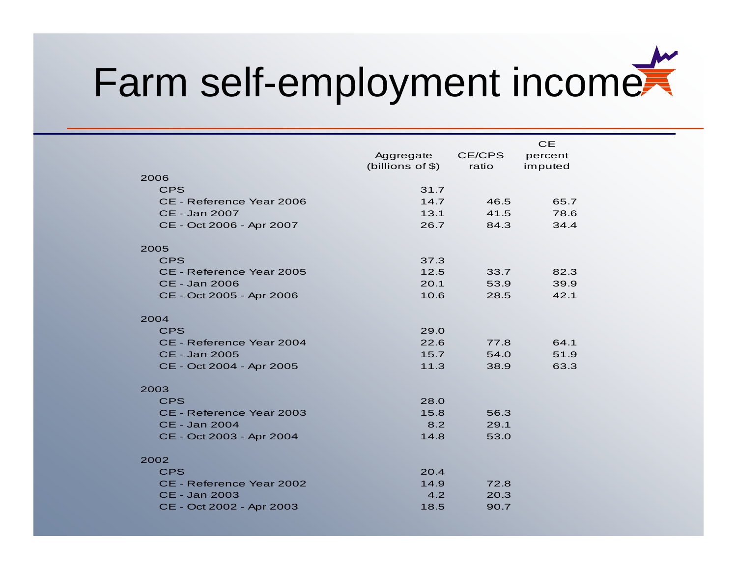# Farm self-employment income

| | Aggregate (billions of $) | CE/CPS ratio | CE percent imputed |
|---|---|---|---|
| **2006** | | | |
| CPS | 31.7 | | |
| CE - Reference Year 2006 | 14.7 | 46.5 | 65.7 |
| CE - Jan 2007 | 13.1 | 41.5 | 78.6 |
| CE - Oct 2006 - Apr 2007 | 26.7 | 84.3 | 34.4 |
| **2005** | | | |
| CPS | 37.3 | | |
| CE - Reference Year 2005 | 12.5 | 33.7 | 82.3 |
| CE - Jan 2006 | 20.1 | 53.9 | 39.9 |
| CE - Oct 2005 - Apr 2006 | 10.6 | 28.5 | 42.1 |
| **2004** | | | |
| CPS | 29.0 | | |
| CE - Reference Year 2004 | 22.6 | 77.8 | 64.1 |
| CE - Jan 2005 | 15.7 | 54.0 | 51.9 |
| CE - Oct 2004 - Apr 2005 | 11.3 | 38.9 | 63.3 |
| **2003** | | | |
| CPS | 28.0 | | |
| CE - Reference Year 2003 | 15.8 | 56.3 | |
| CE - Jan 2004 | 8.2 | 29.1 | |
| CE - Oct 2003 - Apr 2004 | 14.8 | 53.0 | |
| **2002** | | | |
| CPS | 20.4 | | |
| CE - Reference Year 2002 | 14.9 | 72.8 | |
| CE - Jan 2003 | 4.2 | 20.3 | |
| CE - Oct 2002 - Apr 2003 | 18.5 | 90.7 | |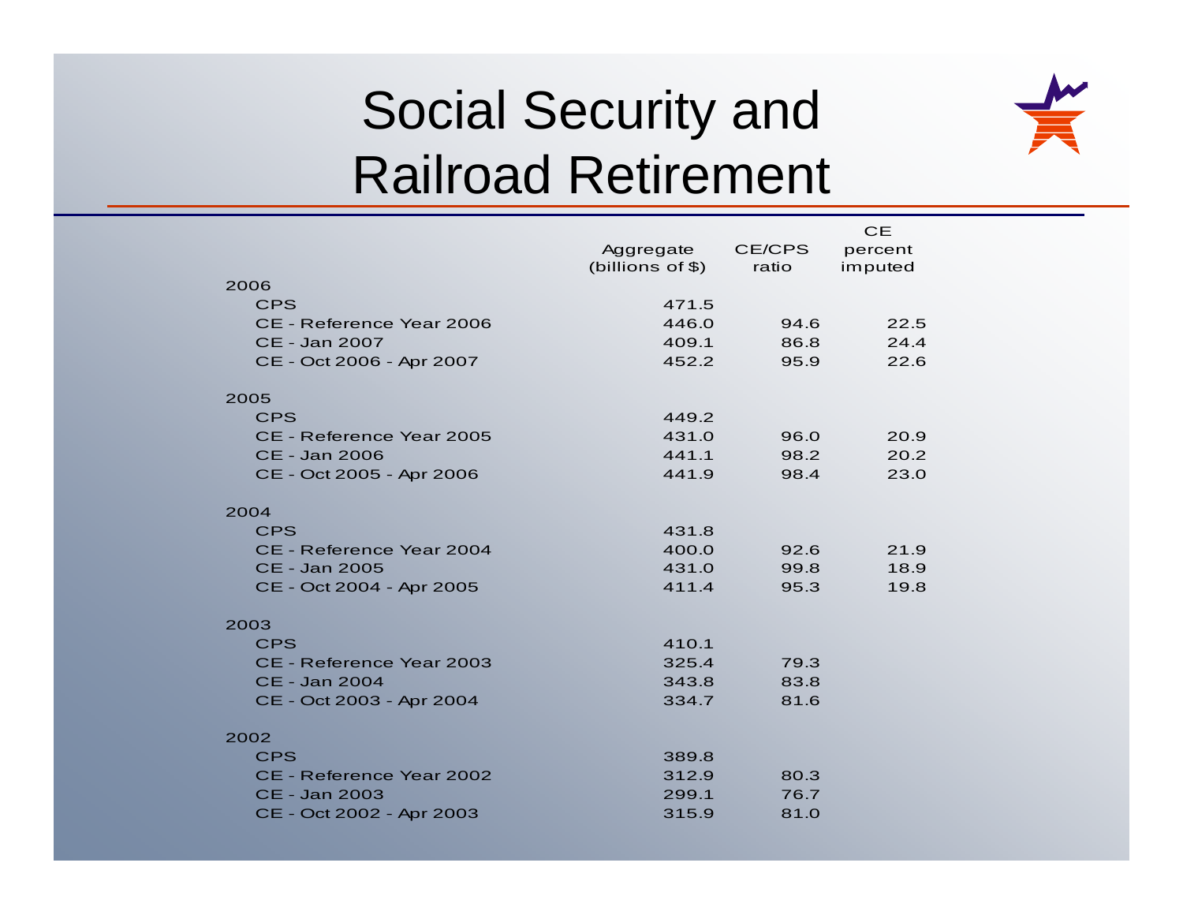# Social Security and Railroad Retirement

| | Aggregate (billions of $) | CE/CPS ratio | CE percent imputed |
|---|---|---|---|
| **2006** | | | |
| CPS | 471.5 | | |
| CE - Reference Year 2006 | 446.0 | 94.6 | 22.5 |
| CE - Jan 2007 | 409.1 | 86.8 | 24.4 |
| CE - Oct 2006 - Apr 2007 | 452.2 | 95.9 | 22.6 |
| **2005** | | | |
| CPS | 449.2 | | |
| CE - Reference Year 2005 | 431.0 | 96.0 | 20.9 |
| CE - Jan 2006 | 441.1 | 98.2 | 20.2 |
| CE - Oct 2005 - Apr 2006 | 441.9 | 98.4 | 23.0 |
| **2004** | | | |
| CPS | 431.8 | | |
| CE - Reference Year 2004 | 400.0 | 92.6 | 21.9 |
| CE - Jan 2005 | 431.0 | 99.8 | 18.9 |
| CE - Oct 2004 - Apr 2005 | 411.4 | 95.3 | 19.8 |
| **2003** | | | |
| CPS | 410.1 | | |
| CE - Reference Year 2003 | 325.4 | 79.3 | |
| CE - Jan 2004 | 343.8 | 83.8 | |
| CE - Oct 2003 - Apr 2004 | 334.7 | 81.6 | |
| **2002** | | | |
| CPS | 389.8 | | |
| CE - Reference Year 2002 | 312.9 | 80.3 | |
| CE - Jan 2003 | 299.1 | 76.7 | |
| CE - Oct 2002 - Apr 2003 | 315.9 | 81.0 | |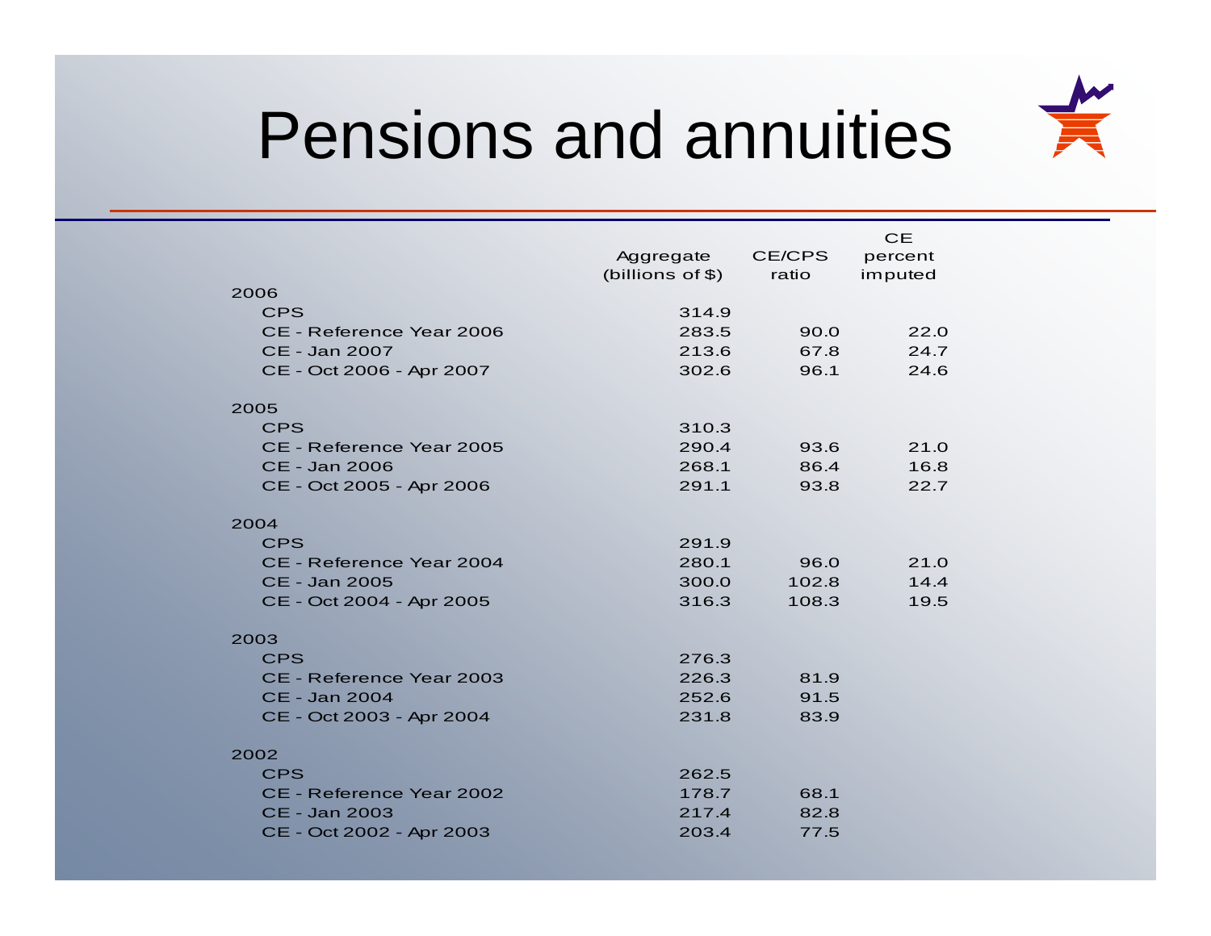# Pensions and annuities

| | Aggregate (billions of $) | CE/CPS ratio | CE percent imputed |
|---|---|---|---|
| **2006** | | | |
| CPS | 314.9 | | |
| CE - Reference Year 2006 | 283.5 | 90.0 | 22.0 |
| CE - Jan 2007 | 213.6 | 67.8 | 24.7 |
| CE - Oct 2006 - Apr 2007 | 302.6 | 96.1 | 24.6 |
| **2005** | | | |
| CPS | 310.3 | | |
| CE - Reference Year 2005 | 290.4 | 93.6 | 21.0 |
| CE - Jan 2006 | 268.1 | 86.4 | 16.8 |
| CE - Oct 2005 - Apr 2006 | 291.1 | 93.8 | 22.7 |
| **2004** | | | |
| CPS | 291.9 | | |
| CE - Reference Year 2004 | 280.1 | 96.0 | 21.0 |
| CE - Jan 2005 | 300.0 | 102.8 | 14.4 |
| CE - Oct 2004 - Apr 2005 | 316.3 | 108.3 | 19.5 |
| **2003** | | | |
| CPS | 276.3 | | |
| CE - Reference Year 2003 | 226.3 | 81.9 | |
| CE - Jan 2004 | 252.6 | 91.5 | |
| CE - Oct 2003 - Apr 2004 | 231.8 | 83.9 | |
| **2002** | | | |
| CPS | 262.5 | | |
| CE - Reference Year 2002 | 178.7 | 68.1 | |
| CE - Jan 2003 | 217.4 | 82.8 | |
| CE - Oct 2002 - Apr 2003 | 203.4 | 77.5 | |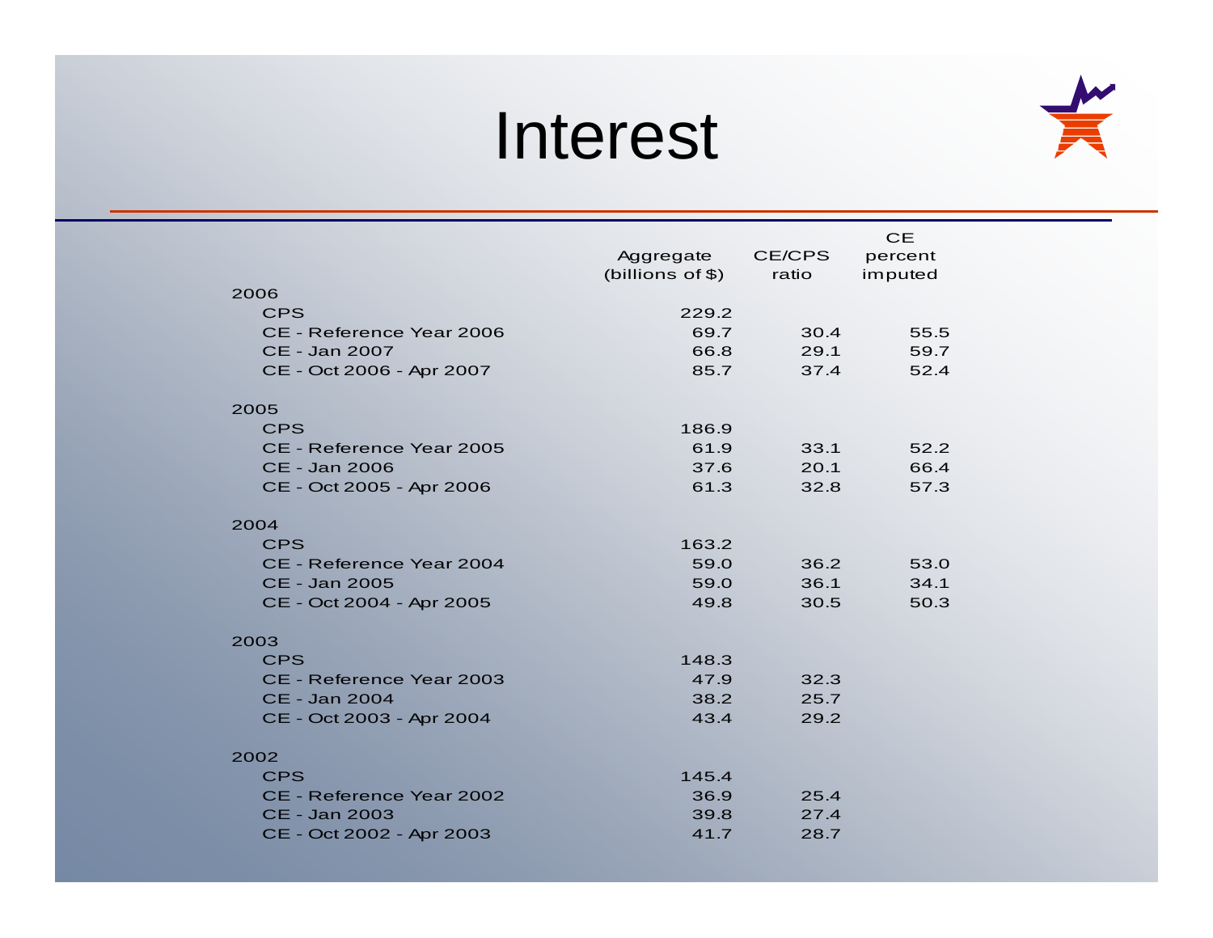# Interest

| | Aggregate (billions of $) | CE/CPS ratio | CE percent imputed |
|---|---|---|---|
| **2006** | | | |
| CPS | 229.2 | | |
| CE - Reference Year 2006 | 69.7 | 30.4 | 55.5 |
| CE - Jan 2007 | 66.8 | 29.1 | 59.7 |
| CE - Oct 2006 - Apr 2007 | 85.7 | 37.4 | 52.4 |
| **2005** | | | |
| CPS | 186.9 | | |
| CE - Reference Year 2005 | 61.9 | 33.1 | 52.2 |
| CE - Jan 2006 | 37.6 | 20.1 | 66.4 |
| CE - Oct 2005 - Apr 2006 | 61.3 | 32.8 | 57.3 |
| **2004** | | | |
| CPS | 163.2 | | |
| CE - Reference Year 2004 | 59.0 | 36.2 | 53.0 |
| CE - Jan 2005 | 59.0 | 36.1 | 34.1 |
| CE - Oct 2004 - Apr 2005 | 49.8 | 30.5 | 50.3 |
| **2003** | | | |
| CPS | 148.3 | | |
| CE - Reference Year 2003 | 47.9 | 32.3 | |
| CE - Jan 2004 | 38.2 | 25.7 | |
| CE - Oct 2003 - Apr 2004 | 43.4 | 29.2 | |
| **2002** | | | |
| CPS | 145.4 | | |
| CE - Reference Year 2002 | 36.9 | 25.4 | |
| CE - Jan 2003 | 39.8 | 27.4 | |
| CE - Oct 2002 - Apr 2003 | 41.7 | 28.7 | |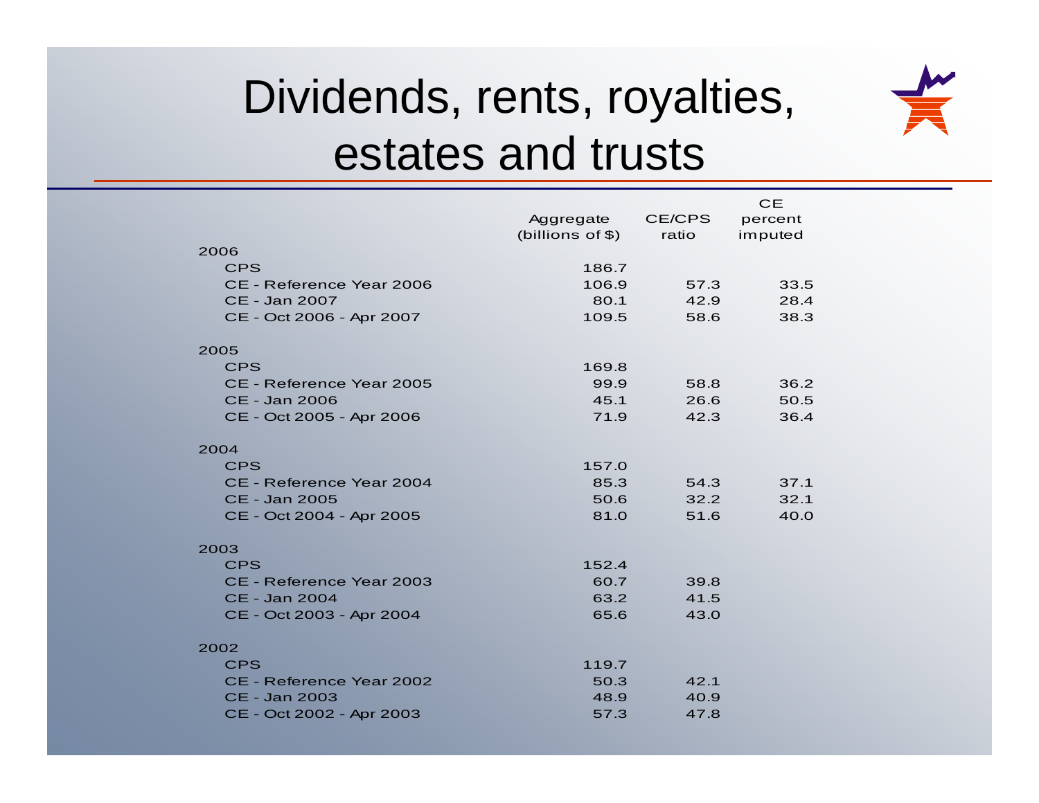# Dividends, rents, royalties, estates and trusts

| | Aggregate (billions of $) | CE/CPS ratio | CE percent imputed |
|---|---|---|---|
| **2006** | | | |
| CPS | 186.7 | | |
| CE - Reference Year 2006 | 106.9 | 57.3 | 33.5 |
| CE - Jan 2007 | 80.1 | 42.9 | 28.4 |
| CE - Oct 2006 - Apr 2007 | 109.5 | 58.6 | 38.3 |
| **2005** | | | |
| CPS | 169.8 | | |
| CE - Reference Year 2005 | 99.9 | 58.8 | 36.2 |
| CE - Jan 2006 | 45.1 | 26.6 | 50.5 |
| CE - Oct 2005 - Apr 2006 | 71.9 | 42.3 | 36.4 |
| **2004** | | | |
| CPS | 157.0 | | |
| CE - Reference Year 2004 | 85.3 | 54.3 | 37.1 |
| CE - Jan 2005 | 50.6 | 32.2 | 32.1 |
| CE - Oct 2004 - Apr 2005 | 81.0 | 51.6 | 40.0 |
| **2003** | | | |
| CPS | 152.4 | | |
| CE - Reference Year 2003 | 60.7 | 39.8 | |
| CE - Jan 2004 | 63.2 | 41.5 | |
| CE - Oct 2003 - Apr 2004 | 65.6 | 43.0 | |
| **2002** | | | |
| CPS | 119.7 | | |
| CE - Reference Year 2002 | 50.3 | 42.1 | |
| CE - Jan 2003 | 48.9 | 40.9 | |
| CE - Oct 2002 - Apr 2003 | 57.3 | 47.8 | |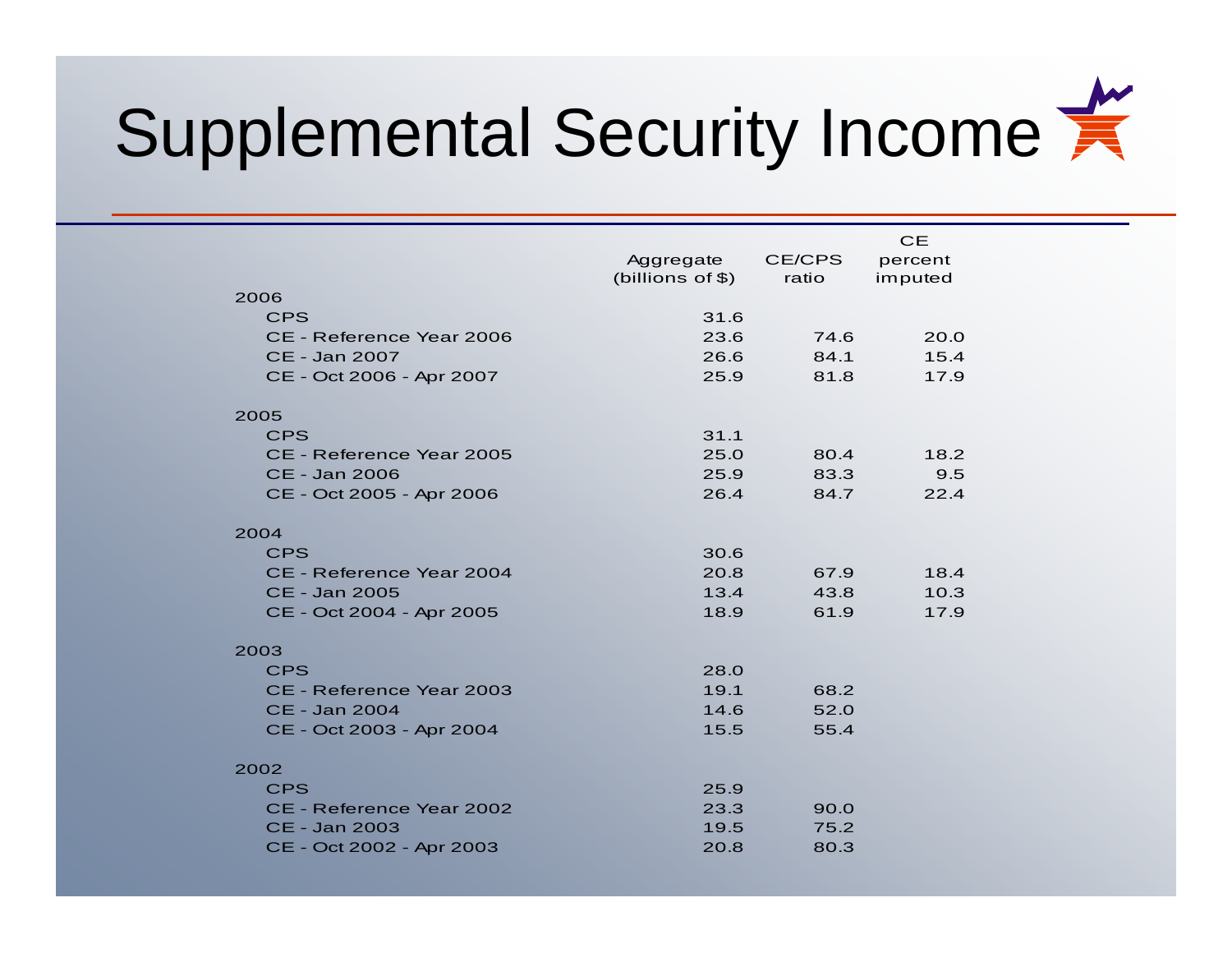# Supplemental Security Income

| | Aggregate (billions of $) | CE/CPS ratio | CE percent imputed |
|---|---|---|---|
| **2006** | | | |
| CPS | 31.6 | | |
| CE - Reference Year 2006 | 23.6 | 74.6 | 20.0 |
| CE - Jan 2007 | 26.6 | 84.1 | 15.4 |
| CE - Oct 2006 - Apr 2007 | 25.9 | 81.8 | 17.9 |
| **2005** | | | |
| CPS | 31.1 | | |
| CE - Reference Year 2005 | 25.0 | 80.4 | 18.2 |
| CE - Jan 2006 | 25.9 | 83.3 | 9.5 |
| CE - Oct 2005 - Apr 2006 | 26.4 | 84.7 | 22.4 |
| **2004** | | | |
| CPS | 30.6 | | |
| CE - Reference Year 2004 | 20.8 | 67.9 | 18.4 |
| CE - Jan 2005 | 13.4 | 43.8 | 10.3 |
| CE - Oct 2004 - Apr 2005 | 18.9 | 61.9 | 17.9 |
| **2003** | | | |
| CPS | 28.0 | | |
| CE - Reference Year 2003 | 19.1 | 68.2 | |
| CE - Jan 2004 | 14.6 | 52.0 | |
| CE - Oct 2003 - Apr 2004 | 15.5 | 55.4 | |
| **2002** | | | |
| CPS | 25.9 | | |
| CE - Reference Year 2002 | 23.3 | 90.0 | |
| CE - Jan 2003 | 19.5 | 75.2 | |
| CE - Oct 2002 - Apr 2003 | 20.8 | 80.3 | |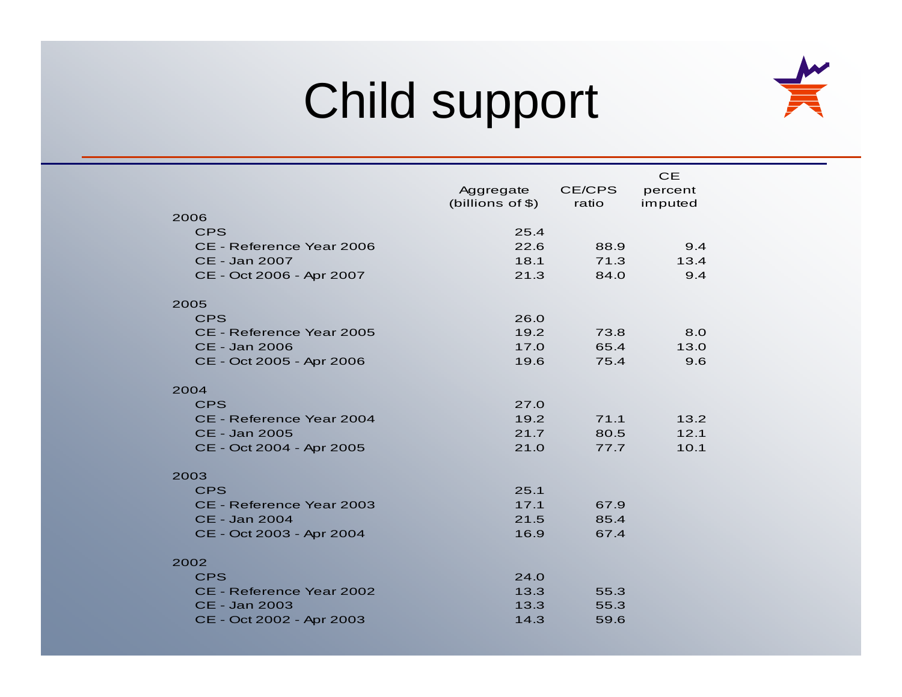# Child support

| | Aggregate (billions of $) | CE/CPS ratio | CE percent imputed |
|---|---|---|---|
| **2006** | | | |
| CPS | 25.4 | | |
| CE - Reference Year 2006 | 22.6 | 88.9 | 9.4 |
| CE - Jan 2007 | 18.1 | 71.3 | 13.4 |
| CE - Oct 2006 - Apr 2007 | 21.3 | 84.0 | 9.4 |
| **2005** | | | |
| CPS | 26.0 | | |
| CE - Reference Year 2005 | 19.2 | 73.8 | 8.0 |
| CE - Jan 2006 | 17.0 | 65.4 | 13.0 |
| CE - Oct 2005 - Apr 2006 | 19.6 | 75.4 | 9.6 |
| **2004** | | | |
| CPS | 27.0 | | |
| CE - Reference Year 2004 | 19.2 | 71.1 | 13.2 |
| CE - Jan 2005 | 21.7 | 80.5 | 12.1 |
| CE - Oct 2004 - Apr 2005 | 21.0 | 77.7 | 10.1 |
| **2003** | | | |
| CPS | 25.1 | | |
| CE - Reference Year 2003 | 17.1 | 67.9 | |
| CE - Jan 2004 | 21.5 | 85.4 | |
| CE - Oct 2003 - Apr 2004 | 16.9 | 67.4 | |
| **2002** | | | |
| CPS | 24.0 | | |
| CE - Reference Year 2002 | 13.3 | 55.3 | |
| CE - Jan 2003 | 13.3 | 55.3 | |
| CE - Oct 2002 - Apr 2003 | 14.3 | 59.6 | |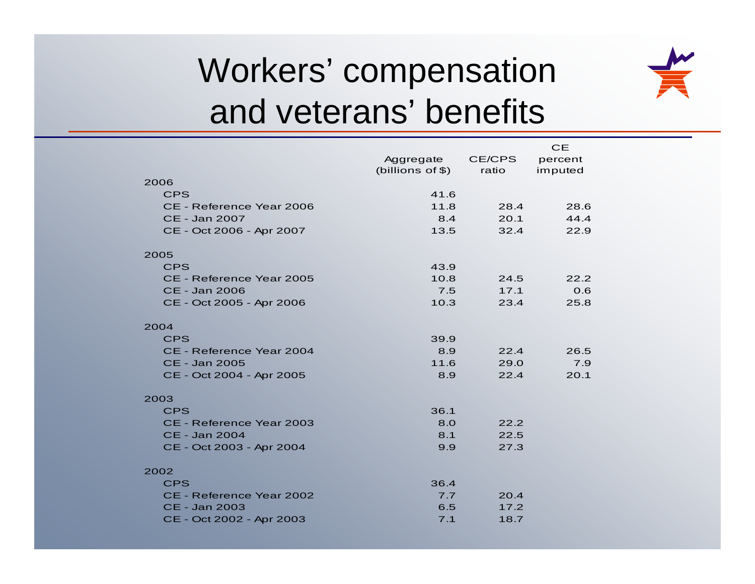# Workers' compensation and veterans' benefits

| | Aggregate (billions of $) | CE/CPS ratio | CE percent imputed |
|---|---|---|---|
| **2006** | | | |
| CPS | 41.6 | | |
| CE - Reference Year 2006 | 11.8 | 28.4 | 28.6 |
| CE - Jan 2007 | 8.4 | 20.1 | 44.4 |
| CE - Oct 2006 - Apr 2007 | 13.5 | 32.4 | 22.9 |
| **2005** | | | |
| CPS | 43.9 | | |
| CE - Reference Year 2005 | 10.8 | 24.5 | 22.2 |
| CE - Jan 2006 | 7.5 | 17.1 | 0.6 |
| CE - Oct 2005 - Apr 2006 | 10.3 | 23.4 | 25.8 |
| **2004** | | | |
| CPS | 39.9 | | |
| CE - Reference Year 2004 | 8.9 | 22.4 | 26.5 |
| CE - Jan 2005 | 11.6 | 29.0 | 7.9 |
| CE - Oct 2004 - Apr 2005 | 8.9 | 22.4 | 20.1 |
| **2003** | | | |
| CPS | 36.1 | | |
| CE - Reference Year 2003 | 8.0 | 22.2 | |
| CE - Jan 2004 | 8.1 | 22.5 | |
| CE - Oct 2003 - Apr 2004 | 9.9 | 27.3 | |
| **2002** | | | |
| CPS | 36.4 | | |
| CE - Reference Year 2002 | 7.7 | 20.4 | |
| CE - Jan 2003 | 6.5 | 17.2 | |
| CE - Oct 2002 - Apr 2003 | 7.1 | 18.7 | |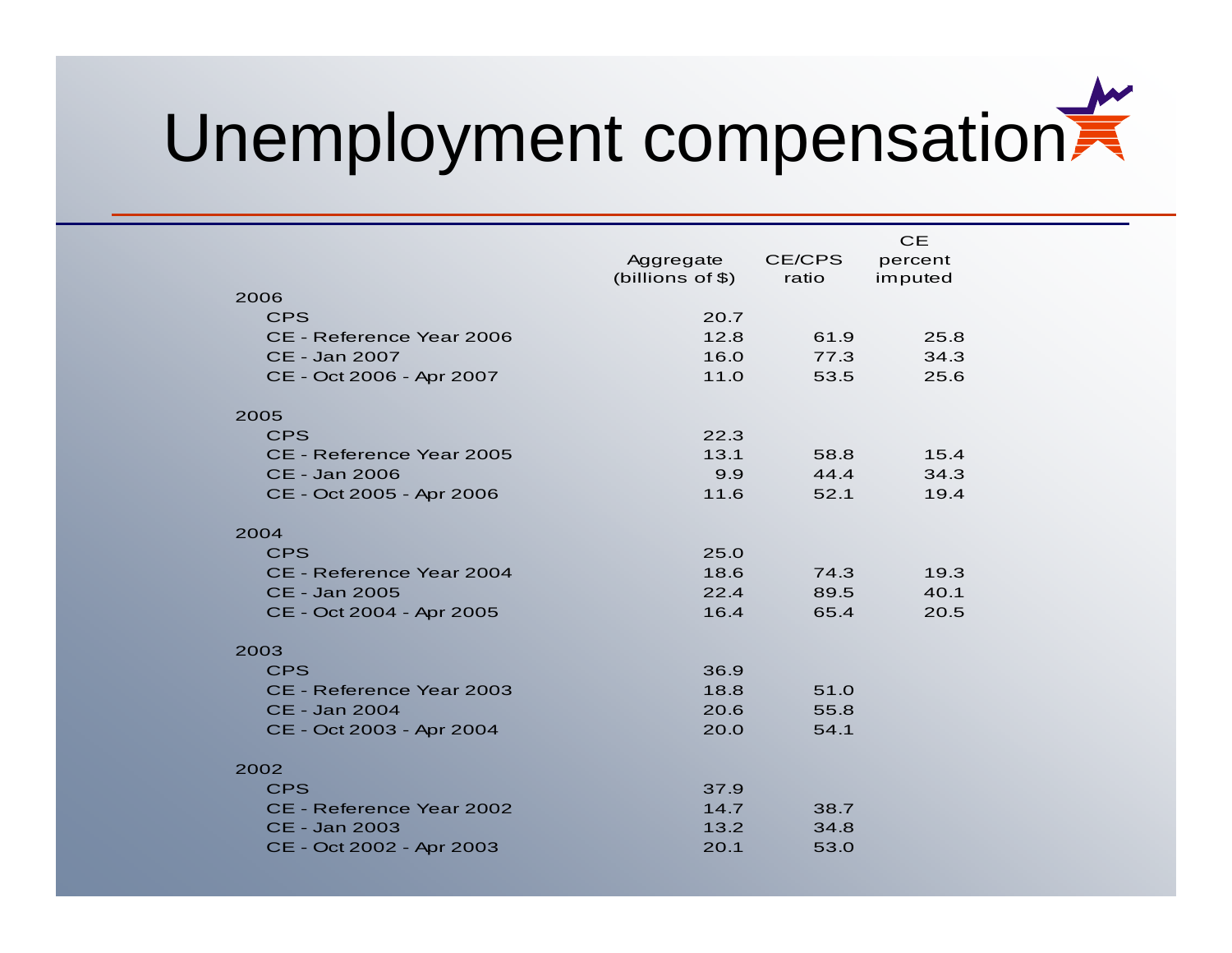# Unemployment compensation

| | Aggregate (billions of $) | CE/CPS ratio | CE percent imputed |
|---|---|---|---|
| **2006** | | | |
| CPS | 20.7 | | |
| CE - Reference Year 2006 | 12.8 | 61.9 | 25.8 |
| CE - Jan 2007 | 16.0 | 77.3 | 34.3 |
| CE - Oct 2006 - Apr 2007 | 11.0 | 53.5 | 25.6 |
| **2005** | | | |
| CPS | 22.3 | | |
| CE - Reference Year 2005 | 13.1 | 58.8 | 15.4 |
| CE - Jan 2006 | 9.9 | 44.4 | 34.3 |
| CE - Oct 2005 - Apr 2006 | 11.6 | 52.1 | 19.4 |
| **2004** | | | |
| CPS | 25.0 | | |
| CE - Reference Year 2004 | 18.6 | 74.3 | 19.3 |
| CE - Jan 2005 | 22.4 | 89.5 | 40.1 |
| CE - Oct 2004 - Apr 2005 | 16.4 | 65.4 | 20.5 |
| **2003** | | | |
| CPS | 36.9 | | |
| CE - Reference Year 2003 | 18.8 | 51.0 | |
| CE - Jan 2004 | 20.6 | 55.8 | |
| CE - Oct 2003 - Apr 2004 | 20.0 | 54.1 | |
| **2002** | | | |
| CPS | 37.9 | | |
| CE - Reference Year 2002 | 14.7 | 38.7 | |
| CE - Jan 2003 | 13.2 | 34.8 | |
| CE - Oct 2002 - Apr 2003 | 20.1 | 53.0 | |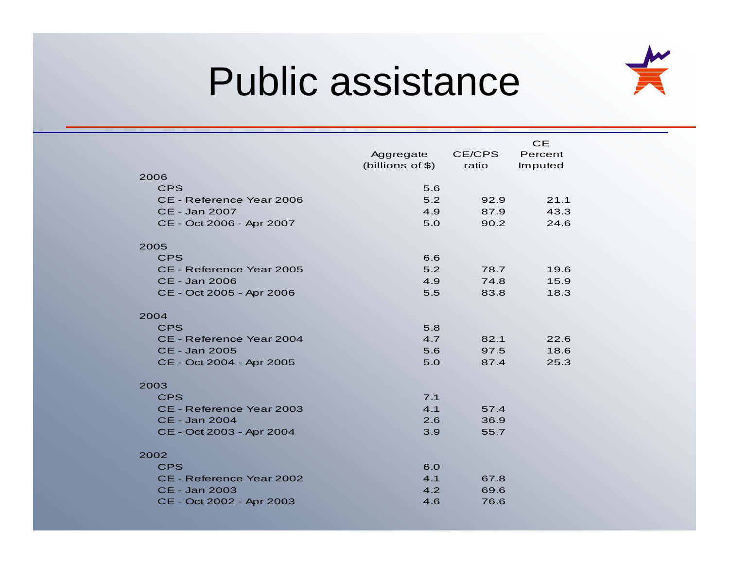# Public assistance

| | Aggregate (billions of $) | CE/CPS ratio | CE Percent Imputed |
|---|---|---|---|
| **2006** | | | |
| CPS | 5.6 | | |
| CE - Reference Year 2006 | 5.2 | 92.9 | 21.1 |
| CE - Jan 2007 | 4.9 | 87.9 | 43.3 |
| CE - Oct 2006 - Apr 2007 | 5.0 | 90.2 | 24.6 |
| **2005** | | | |
| CPS | 6.6 | | |
| CE - Reference Year 2005 | 5.2 | 78.7 | 19.6 |
| CE - Jan 2006 | 4.9 | 74.8 | 15.9 |
| CE - Oct 2005 - Apr 2006 | 5.5 | 83.8 | 18.3 |
| **2004** | | | |
| CPS | 5.8 | | |
| CE - Reference Year 2004 | 4.7 | 82.1 | 22.6 |
| CE - Jan 2005 | 5.6 | 97.5 | 18.6 |
| CE - Oct 2004 - Apr 2005 | 5.0 | 87.4 | 25.3 |
| **2003** | | | |
| CPS | 7.1 | | |
| CE - Reference Year 2003 | 4.1 | 57.4 | |
| CE - Jan 2004 | 2.6 | 36.9 | |
| CE - Oct 2003 - Apr 2004 | 3.9 | 55.7 | |
| **2002** | | | |
| CPS | 6.0 | | |
| CE - Reference Year 2002 | 4.1 | 67.8 | |
| CE - Jan 2003 | 4.2 | 69.6 | |
| CE - Oct 2002 - Apr 2003 | 4.6 | 76.6 | |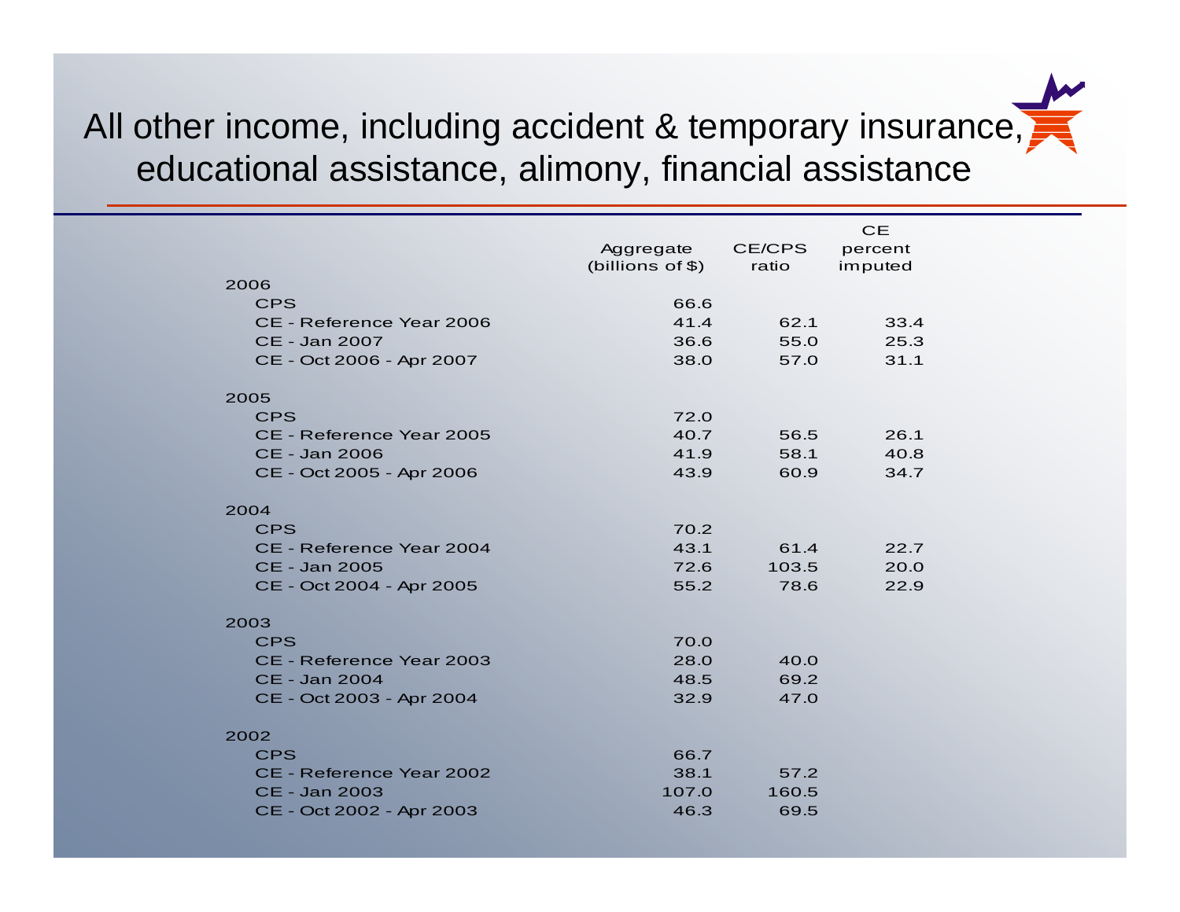# All other income, including accident & temporary insurance, educational assistance, alimony, financial assistance

| | Aggregate (billions of $) | CE/CPS ratio | CE percent imputed |
|---|---|---|---|
| **2006** | | | |
| CPS | 66.6 | | |
| CE - Reference Year 2006 | 41.4 | 62.1 | 33.4 |
| CE - Jan 2007 | 36.6 | 55.0 | 25.3 |
| CE - Oct 2006 - Apr 2007 | 38.0 | 57.0 | 31.1 |
| **2005** | | | |
| CPS | 72.0 | | |
| CE - Reference Year 2005 | 40.7 | 56.5 | 26.1 |
| CE - Jan 2006 | 41.9 | 58.1 | 40.8 |
| CE - Oct 2005 - Apr 2006 | 43.9 | 60.9 | 34.7 |
| **2004** | | | |
| CPS | 70.2 | | |
| CE - Reference Year 2004 | 43.1 | 61.4 | 22.7 |
| CE - Jan 2005 | 72.6 | 103.5 | 20.0 |
| CE - Oct 2004 - Apr 2005 | 55.2 | 78.6 | 22.9 |
| **2003** | | | |
| CPS | 70.0 | | |
| CE - Reference Year 2003 | 28.0 | 40.0 | |
| CE - Jan 2004 | 48.5 | 69.2 | |
| CE - Oct 2003 - Apr 2004 | 32.9 | 47.0 | |
| **2002** | | | |
| CPS | 66.7 | | |
| CE - Reference Year 2002 | 38.1 | 57.2 | |
| CE - Jan 2003 | 107.0 | 160.5 | |
| CE - Oct 2002 - Apr 2003 | 46.3 | 69.5 | |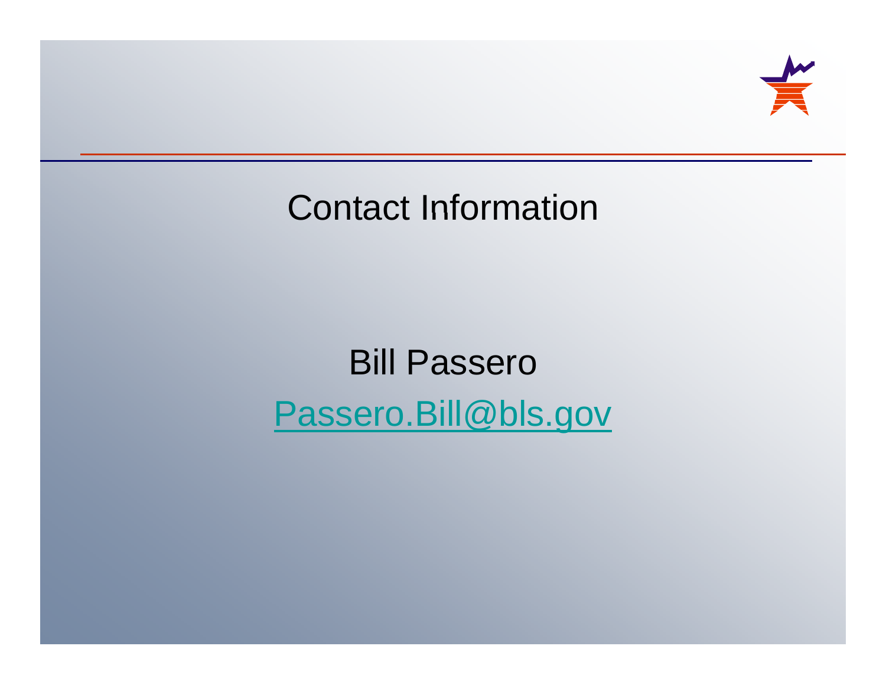# Contact Information

Bill Passero

[Passero.Bill@bls.gov](mailto:Passero.Bill@bls.gov)